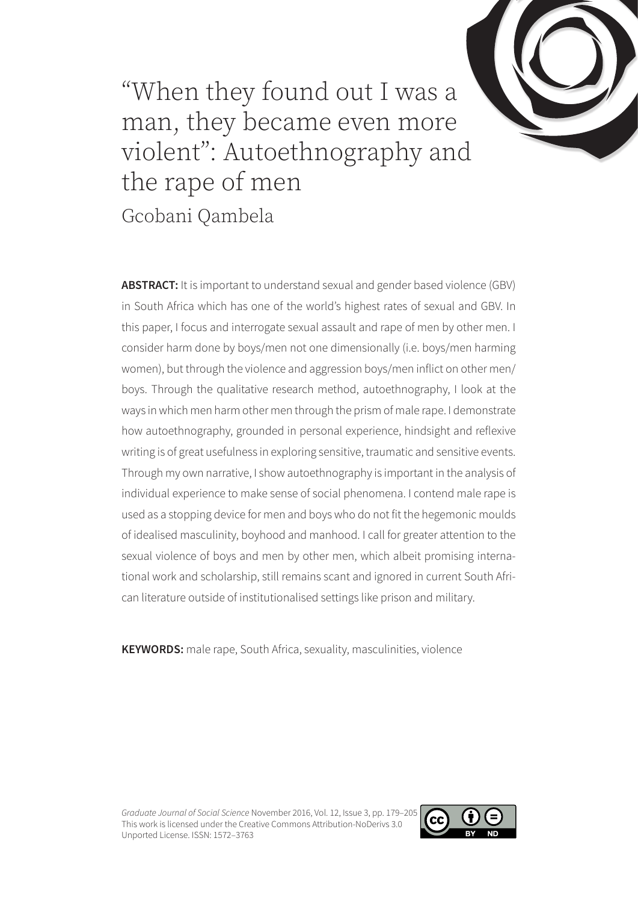# "When they found out I was a man, they became even more violent": Autoethnography and the rape of men

Gcobani Qambela

**ABSTRACT:** It is important to understand sexual and gender based violence (GBV) in South Africa which has one of the world's highest rates of sexual and GBV. In this paper, I focus and interrogate sexual assault and rape of men by other men. I consider harm done by boys/men not one dimensionally (i.e. boys/men harming women), but through the violence and aggression boys/men inflict on other men/boys. Through the qualitative research method, autoethnography, I look at the ways in which men harm other men through the prism of male rape. I demonstrate how autoethnography, grounded in personal experience, hindsight and reflexive writing is of great usefulness in exploring sensitive, traumatic and sensitive events. Through my own narrative, I show autoethnography is important in the analysis of individual experience to make sense of social phenomena. I contend male rape is used as a stopping device for men and boys who do not fit the hegemonic moulds of idealised masculinity, boyhood and manhood. I call for greater attention to the sexual violence of boys and men by other men, which albeit promising international work and scholarship, still remains scant and ignored in current South African literature outside of institutionalised settings like prison and military.

**KEYWORDS:** male rape, South Africa, sexuality, masculinities, violence

*Graduate Journal of Social Science* November 2016, Vol. 12, Issue 3, pp. 179–205
This work is licensed under the Creative Commons Attribution-NoDerivs 3.0 Unported License. ISSN: 1572–3763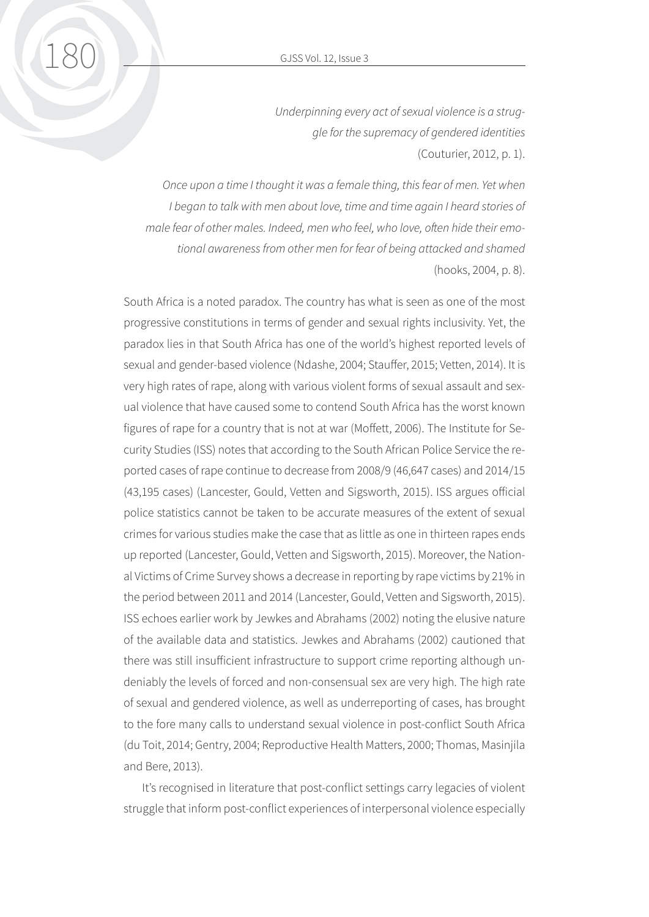> *Underpinning every act of sexual violence is a struggle for the supremacy of gendered identities* (Couturier, 2012, p. 1).

> *Once upon a time I thought it was a female thing, this fear of men. Yet when I began to talk with men about love, time and time again I heard stories of male fear of other males. Indeed, men who feel, who love, often hide their emotional awareness from other men for fear of being attacked and shamed* (hooks, 2004, p. 8).

South Africa is a noted paradox. The country has what is seen as one of the most progressive constitutions in terms of gender and sexual rights inclusivity. Yet, the paradox lies in that South Africa has one of the world's highest reported levels of sexual and gender-based violence (Ndashe, 2004; Stauffer, 2015; Vetten, 2014). It is very high rates of rape, along with various violent forms of sexual assault and sexual violence that have caused some to contend South Africa has the worst known figures of rape for a country that is not at war (Moffett, 2006). The Institute for Security Studies (ISS) notes that according to the South African Police Service the reported cases of rape continue to decrease from 2008/9 (46,647 cases) and 2014/15 (43,195 cases) (Lancester, Gould, Vetten and Sigsworth, 2015). ISS argues official police statistics cannot be taken to be accurate measures of the extent of sexual crimes for various studies make the case that as little as one in thirteen rapes ends up reported (Lancester, Gould, Vetten and Sigsworth, 2015). Moreover, the National Victims of Crime Survey shows a decrease in reporting by rape victims by 21% in the period between 2011 and 2014 (Lancester, Gould, Vetten and Sigsworth, 2015). ISS echoes earlier work by Jewkes and Abrahams (2002) noting the elusive nature of the available data and statistics. Jewkes and Abrahams (2002) cautioned that there was still insufficient infrastructure to support crime reporting although undeniably the levels of forced and non-consensual sex are very high. The high rate of sexual and gendered violence, as well as underreporting of cases, has brought to the fore many calls to understand sexual violence in post-conflict South Africa (du Toit, 2014; Gentry, 2004; Reproductive Health Matters, 2000; Thomas, Masinjila and Bere, 2013).

It's recognised in literature that post-conflict settings carry legacies of violent struggle that inform post-conflict experiences of interpersonal violence especially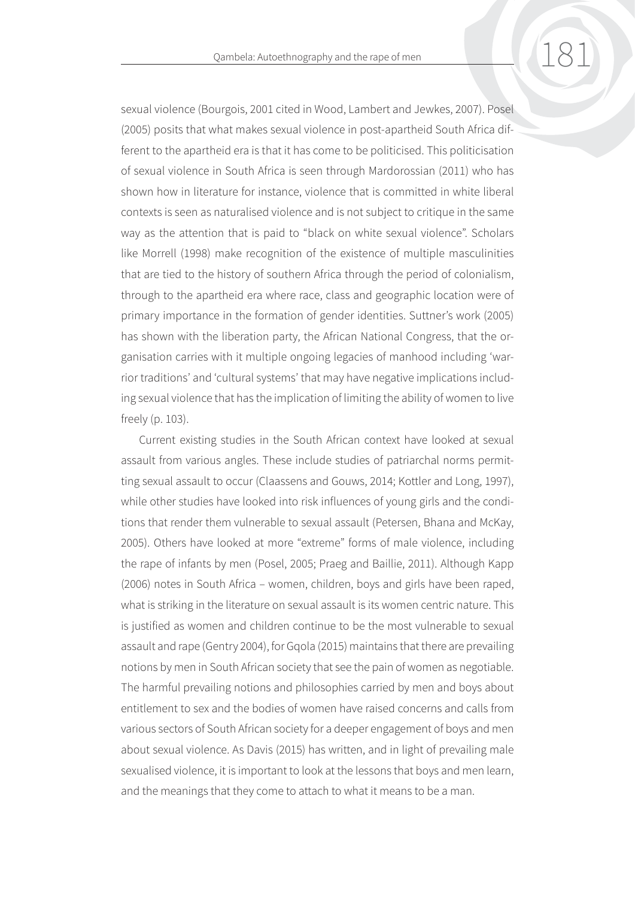sexual violence (Bourgois, 2001 cited in Wood, Lambert and Jewkes, 2007). Posel (2005) posits that what makes sexual violence in post-apartheid South Africa different to the apartheid era is that it has come to be politicised. This politicisation of sexual violence in South Africa is seen through Mardorossian (2011) who has shown how in literature for instance, violence that is committed in white liberal contexts is seen as naturalised violence and is not subject to critique in the same way as the attention that is paid to "black on white sexual violence". Scholars like Morrell (1998) make recognition of the existence of multiple masculinities that are tied to the history of southern Africa through the period of colonialism, through to the apartheid era where race, class and geographic location were of primary importance in the formation of gender identities. Suttner's work (2005) has shown with the liberation party, the African National Congress, that the organisation carries with it multiple ongoing legacies of manhood including 'warrior traditions' and 'cultural systems' that may have negative implications including sexual violence that has the implication of limiting the ability of women to live freely (p. 103).

Current existing studies in the South African context have looked at sexual assault from various angles. These include studies of patriarchal norms permitting sexual assault to occur (Claassens and Gouws, 2014; Kottler and Long, 1997), while other studies have looked into risk influences of young girls and the conditions that render them vulnerable to sexual assault (Petersen, Bhana and McKay, 2005). Others have looked at more "extreme" forms of male violence, including the rape of infants by men (Posel, 2005; Praeg and Baillie, 2011). Although Kapp (2006) notes in South Africa – women, children, boys and girls have been raped, what is striking in the literature on sexual assault is its women centric nature. This is justified as women and children continue to be the most vulnerable to sexual assault and rape (Gentry 2004), for Gqola (2015) maintains that there are prevailing notions by men in South African society that see the pain of women as negotiable. The harmful prevailing notions and philosophies carried by men and boys about entitlement to sex and the bodies of women have raised concerns and calls from various sectors of South African society for a deeper engagement of boys and men about sexual violence. As Davis (2015) has written, and in light of prevailing male sexualised violence, it is important to look at the lessons that boys and men learn, and the meanings that they come to attach to what it means to be a man.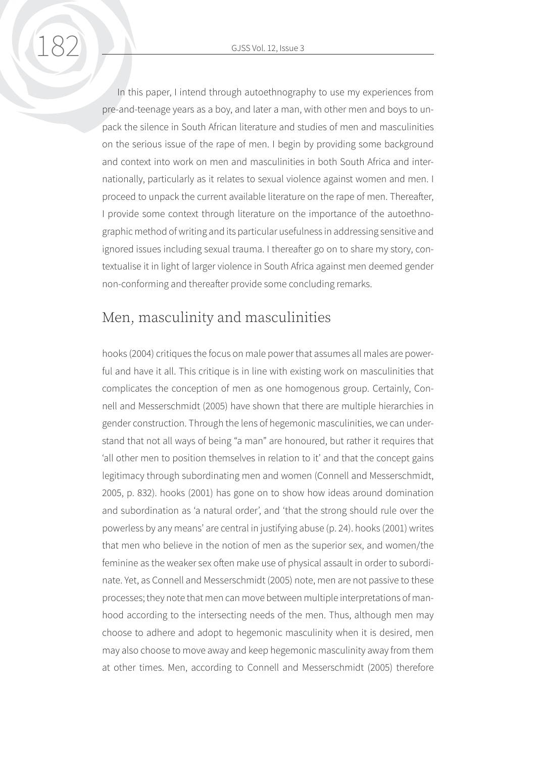In this paper, I intend through autoethnography to use my experiences from pre-and-teenage years as a boy, and later a man, with other men and boys to unpack the silence in South African literature and studies of men and masculinities on the serious issue of the rape of men. I begin by providing some background and context into work on men and masculinities in both South Africa and internationally, particularly as it relates to sexual violence against women and men. I proceed to unpack the current available literature on the rape of men. Thereafter, I provide some context through literature on the importance of the autoethnographic method of writing and its particular usefulness in addressing sensitive and ignored issues including sexual trauma. I thereafter go on to share my story, contextualise it in light of larger violence in South Africa against men deemed gender non-conforming and thereafter provide some concluding remarks.

## Men, masculinity and masculinities

hooks (2004) critiques the focus on male power that assumes all males are powerful and have it all. This critique is in line with existing work on masculinities that complicates the conception of men as one homogenous group. Certainly, Connell and Messerschmidt (2005) have shown that there are multiple hierarchies in gender construction. Through the lens of hegemonic masculinities, we can understand that not all ways of being "a man" are honoured, but rather it requires that 'all other men to position themselves in relation to it' and that the concept gains legitimacy through subordinating men and women (Connell and Messerschmidt, 2005, p. 832). hooks (2001) has gone on to show how ideas around domination and subordination as 'a natural order', and 'that the strong should rule over the powerless by any means' are central in justifying abuse (p. 24). hooks (2001) writes that men who believe in the notion of men as the superior sex, and women/the feminine as the weaker sex often make use of physical assault in order to subordinate. Yet, as Connell and Messerschmidt (2005) note, men are not passive to these processes; they note that men can move between multiple interpretations of manhood according to the intersecting needs of the men. Thus, although men may choose to adhere and adopt to hegemonic masculinity when it is desired, men may also choose to move away and keep hegemonic masculinity away from them at other times. Men, according to Connell and Messerschmidt (2005) therefore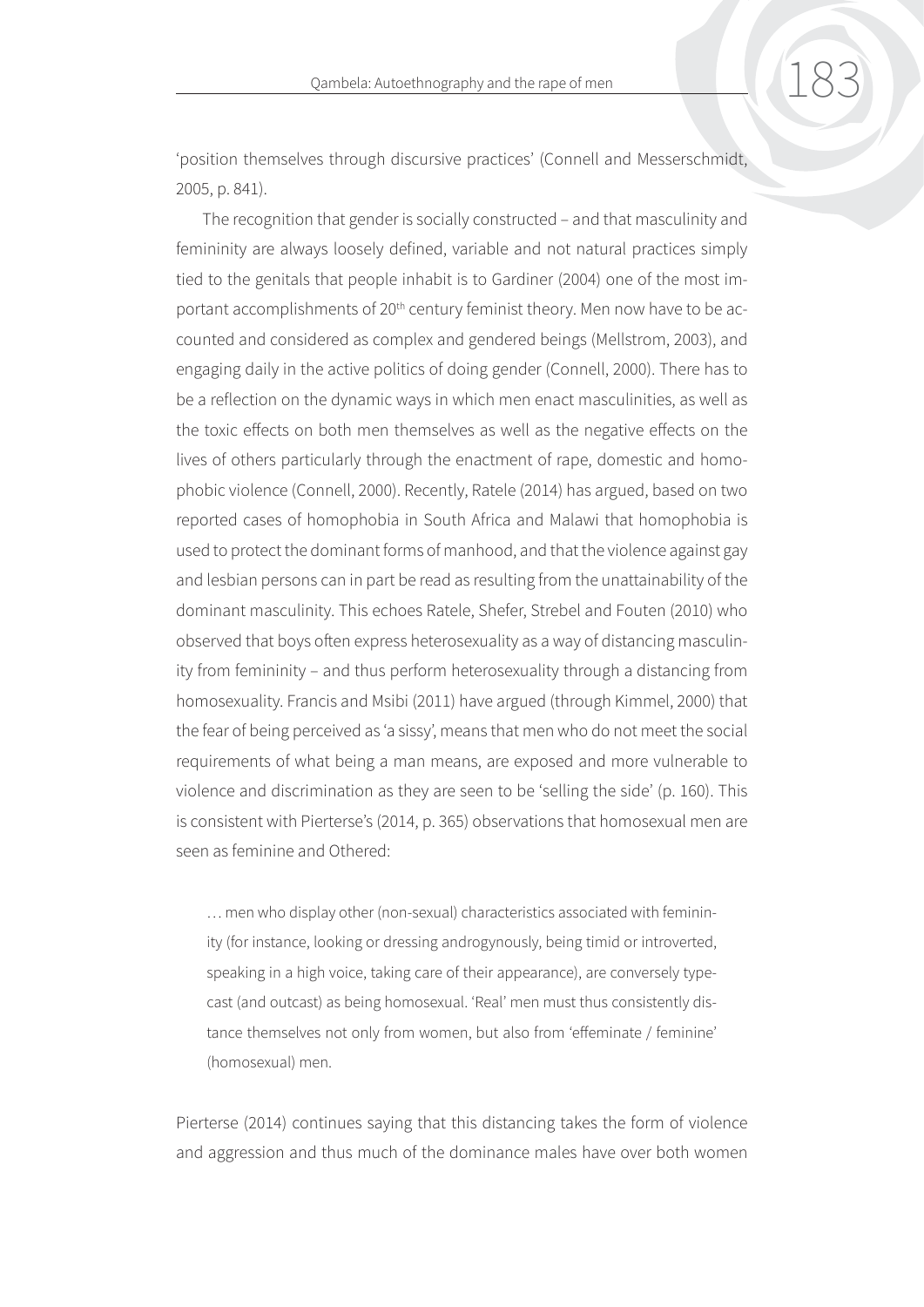'position themselves through discursive practices' (Connell and Messerschmidt, 2005, p. 841).

The recognition that gender is socially constructed – and that masculinity and femininity are always loosely defined, variable and not natural practices simply tied to the genitals that people inhabit is to Gardiner (2004) one of the most important accomplishments of 20th century feminist theory. Men now have to be accounted and considered as complex and gendered beings (Mellstrom, 2003), and engaging daily in the active politics of doing gender (Connell, 2000). There has to be a reflection on the dynamic ways in which men enact masculinities, as well as the toxic effects on both men themselves as well as the negative effects on the lives of others particularly through the enactment of rape, domestic and homophobic violence (Connell, 2000). Recently, Ratele (2014) has argued, based on two reported cases of homophobia in South Africa and Malawi that homophobia is used to protect the dominant forms of manhood, and that the violence against gay and lesbian persons can in part be read as resulting from the unattainability of the dominant masculinity. This echoes Ratele, Shefer, Strebel and Fouten (2010) who observed that boys often express heterosexuality as a way of distancing masculinity from femininity – and thus perform heterosexuality through a distancing from homosexuality. Francis and Msibi (2011) have argued (through Kimmel, 2000) that the fear of being perceived as 'a sissy', means that men who do not meet the social requirements of what being a man means, are exposed and more vulnerable to violence and discrimination as they are seen to be 'selling the side' (p. 160). This is consistent with Pierterse's (2014, p. 365) observations that homosexual men are seen as feminine and Othered:

> … men who display other (non-sexual) characteristics associated with femininity (for instance, looking or dressing androgynously, being timid or introverted, speaking in a high voice, taking care of their appearance), are conversely typecast (and outcast) as being homosexual. 'Real' men must thus consistently distance themselves not only from women, but also from 'effeminate / feminine' (homosexual) men.

Pierterse (2014) continues saying that this distancing takes the form of violence and aggression and thus much of the dominance males have over both women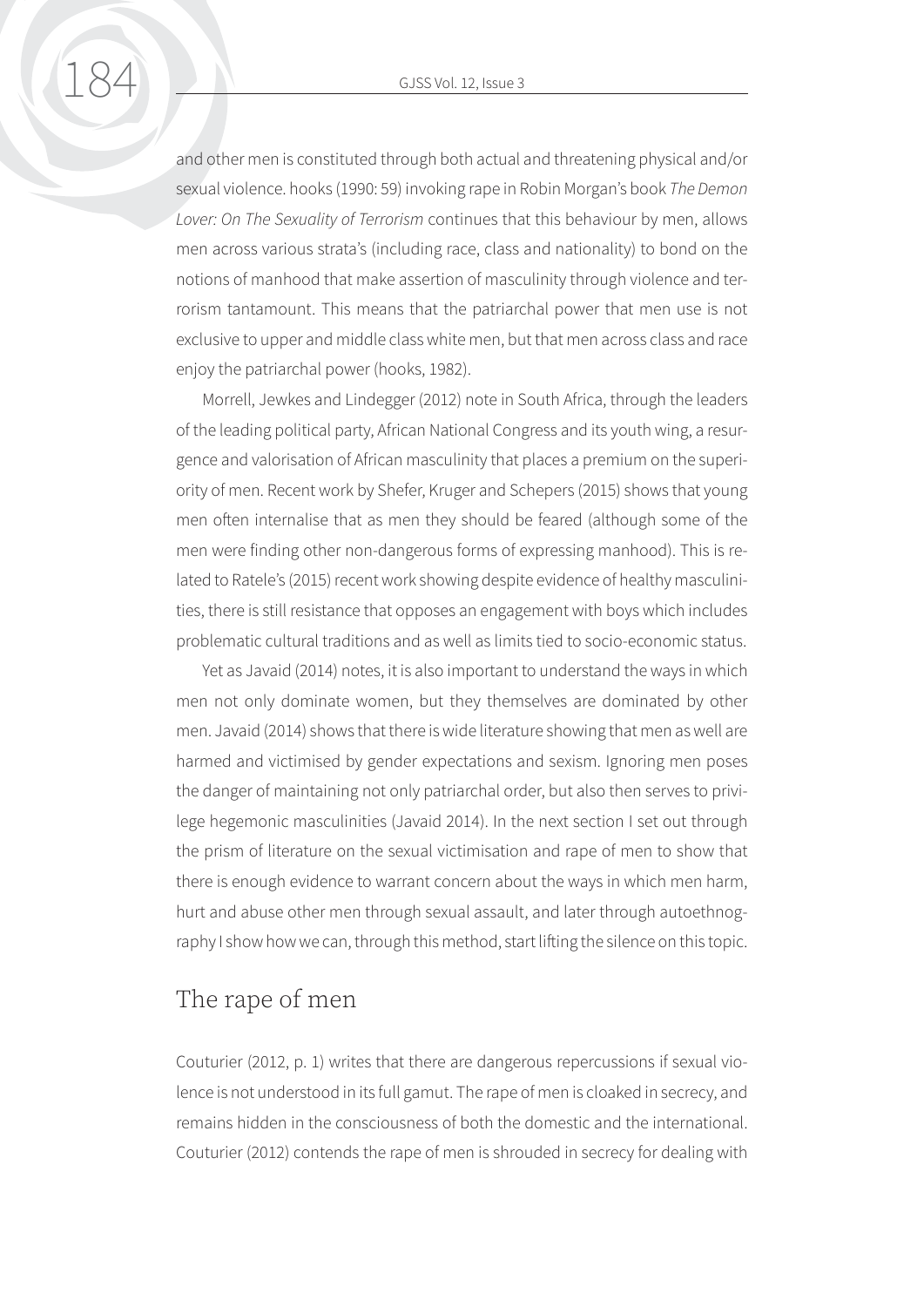and other men is constituted through both actual and threatening physical and/or sexual violence. hooks (1990: 59) invoking rape in Robin Morgan's book *The Demon Lover: On The Sexuality of Terrorism* continues that this behaviour by men, allows men across various strata's (including race, class and nationality) to bond on the notions of manhood that make assertion of masculinity through violence and terrorism tantamount. This means that the patriarchal power that men use is not exclusive to upper and middle class white men, but that men across class and race enjoy the patriarchal power (hooks, 1982).

Morrell, Jewkes and Lindegger (2012) note in South Africa, through the leaders of the leading political party, African National Congress and its youth wing, a resurgence and valorisation of African masculinity that places a premium on the superiority of men. Recent work by Shefer, Kruger and Schepers (2015) shows that young men often internalise that as men they should be feared (although some of the men were finding other non-dangerous forms of expressing manhood). This is related to Ratele's (2015) recent work showing despite evidence of healthy masculinities, there is still resistance that opposes an engagement with boys which includes problematic cultural traditions and as well as limits tied to socio-economic status.

Yet as Javaid (2014) notes, it is also important to understand the ways in which men not only dominate women, but they themselves are dominated by other men. Javaid (2014) shows that there is wide literature showing that men as well are harmed and victimised by gender expectations and sexism. Ignoring men poses the danger of maintaining not only patriarchal order, but also then serves to privilege hegemonic masculinities (Javaid 2014). In the next section I set out through the prism of literature on the sexual victimisation and rape of men to show that there is enough evidence to warrant concern about the ways in which men harm, hurt and abuse other men through sexual assault, and later through autoethnography I show how we can, through this method, start lifting the silence on this topic.

## The rape of men

Couturier (2012, p. 1) writes that there are dangerous repercussions if sexual violence is not understood in its full gamut. The rape of men is cloaked in secrecy, and remains hidden in the consciousness of both the domestic and the international. Couturier (2012) contends the rape of men is shrouded in secrecy for dealing with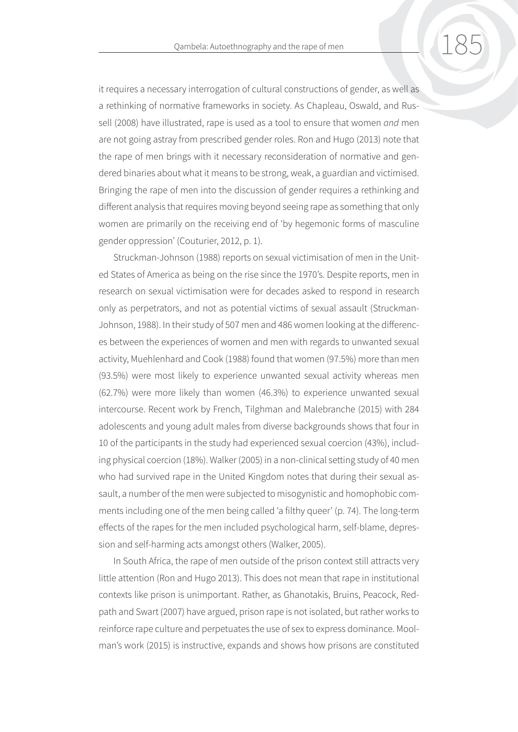it requires a necessary interrogation of cultural constructions of gender, as well as a rethinking of normative frameworks in society. As Chapleau, Oswald, and Russell (2008) have illustrated, rape is used as a tool to ensure that women *and* men are not going astray from prescribed gender roles. Ron and Hugo (2013) note that the rape of men brings with it necessary reconsideration of normative and gendered binaries about what it means to be strong, weak, a guardian and victimised. Bringing the rape of men into the discussion of gender requires a rethinking and different analysis that requires moving beyond seeing rape as something that only women are primarily on the receiving end of 'by hegemonic forms of masculine gender oppression' (Couturier, 2012, p. 1).

Struckman-Johnson (1988) reports on sexual victimisation of men in the United States of America as being on the rise since the 1970's. Despite reports, men in research on sexual victimisation were for decades asked to respond in research only as perpetrators, and not as potential victims of sexual assault (Struckman-Johnson, 1988). In their study of 507 men and 486 women looking at the differences between the experiences of women and men with regards to unwanted sexual activity, Muehlenhard and Cook (1988) found that women (97.5%) more than men (93.5%) were most likely to experience unwanted sexual activity whereas men (62.7%) were more likely than women (46.3%) to experience unwanted sexual intercourse. Recent work by French, Tilghman and Malebranche (2015) with 284 adolescents and young adult males from diverse backgrounds shows that four in 10 of the participants in the study had experienced sexual coercion (43%), including physical coercion (18%). Walker (2005) in a non-clinical setting study of 40 men who had survived rape in the United Kingdom notes that during their sexual assault, a number of the men were subjected to misogynistic and homophobic comments including one of the men being called 'a filthy queer' (p. 74). The long-term effects of the rapes for the men included psychological harm, self-blame, depression and self-harming acts amongst others (Walker, 2005).

In South Africa, the rape of men outside of the prison context still attracts very little attention (Ron and Hugo 2013). This does not mean that rape in institutional contexts like prison is unimportant. Rather, as Ghanotakis, Bruins, Peacock, Redpath and Swart (2007) have argued, prison rape is not isolated, but rather works to reinforce rape culture and perpetuates the use of sex to express dominance. Moolman's work (2015) is instructive, expands and shows how prisons are constituted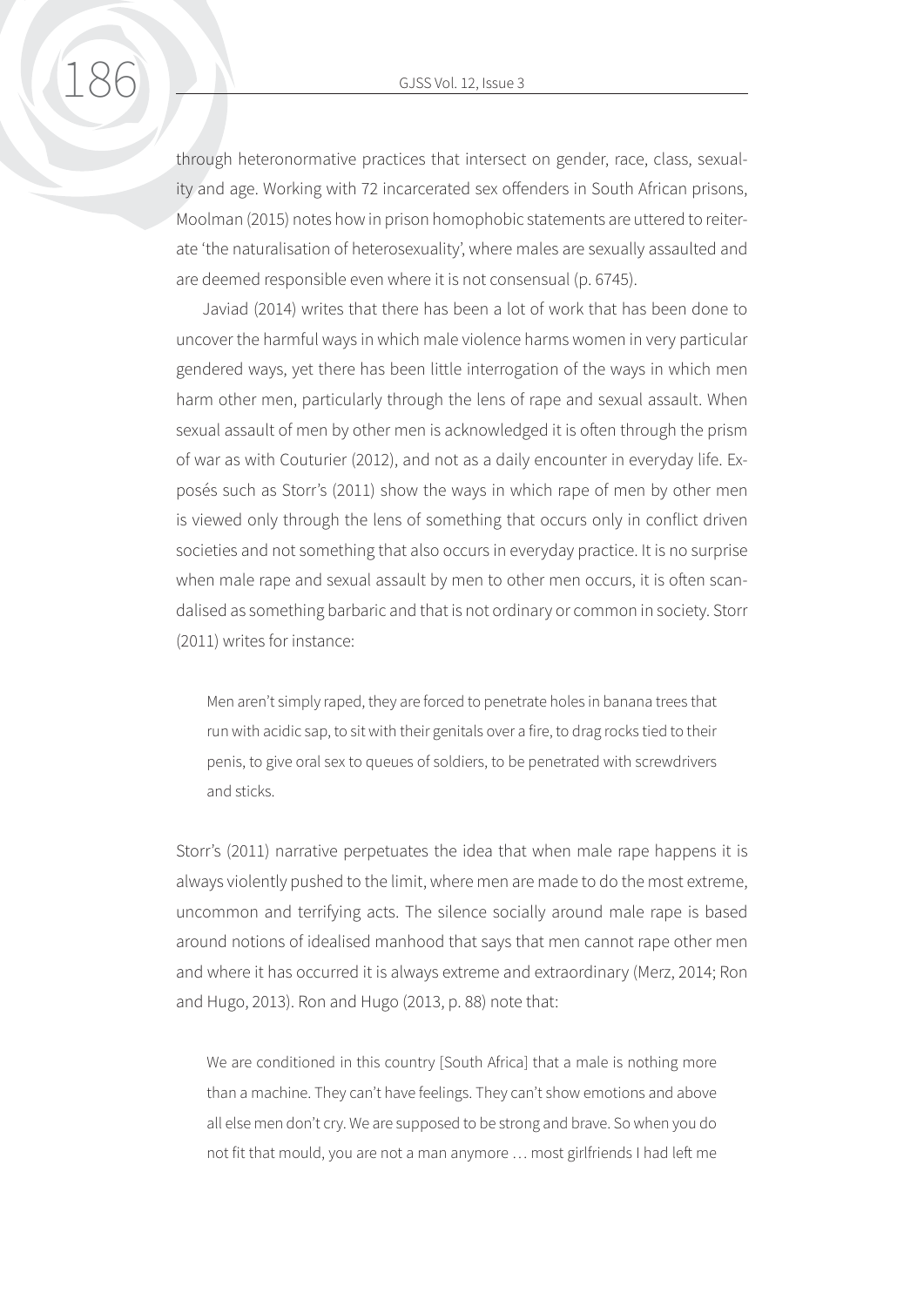through heteronormative practices that intersect on gender, race, class, sexuality and age. Working with 72 incarcerated sex offenders in South African prisons, Moolman (2015) notes how in prison homophobic statements are uttered to reiterate 'the naturalisation of heterosexuality', where males are sexually assaulted and are deemed responsible even where it is not consensual (p. 6745).

Javiad (2014) writes that there has been a lot of work that has been done to uncover the harmful ways in which male violence harms women in very particular gendered ways, yet there has been little interrogation of the ways in which men harm other men, particularly through the lens of rape and sexual assault. When sexual assault of men by other men is acknowledged it is often through the prism of war as with Couturier (2012), and not as a daily encounter in everyday life. Exposés such as Storr's (2011) show the ways in which rape of men by other men is viewed only through the lens of something that occurs only in conflict driven societies and not something that also occurs in everyday practice. It is no surprise when male rape and sexual assault by men to other men occurs, it is often scandalised as something barbaric and that is not ordinary or common in society. Storr (2011) writes for instance:

> Men aren't simply raped, they are forced to penetrate holes in banana trees that run with acidic sap, to sit with their genitals over a fire, to drag rocks tied to their penis, to give oral sex to queues of soldiers, to be penetrated with screwdrivers and sticks.

Storr's (2011) narrative perpetuates the idea that when male rape happens it is always violently pushed to the limit, where men are made to do the most extreme, uncommon and terrifying acts. The silence socially around male rape is based around notions of idealised manhood that says that men cannot rape other men and where it has occurred it is always extreme and extraordinary (Merz, 2014; Ron and Hugo, 2013). Ron and Hugo (2013, p. 88) note that:

> We are conditioned in this country [South Africa] that a male is nothing more than a machine. They can't have feelings. They can't show emotions and above all else men don't cry. We are supposed to be strong and brave. So when you do not fit that mould, you are not a man anymore … most girlfriends I had left me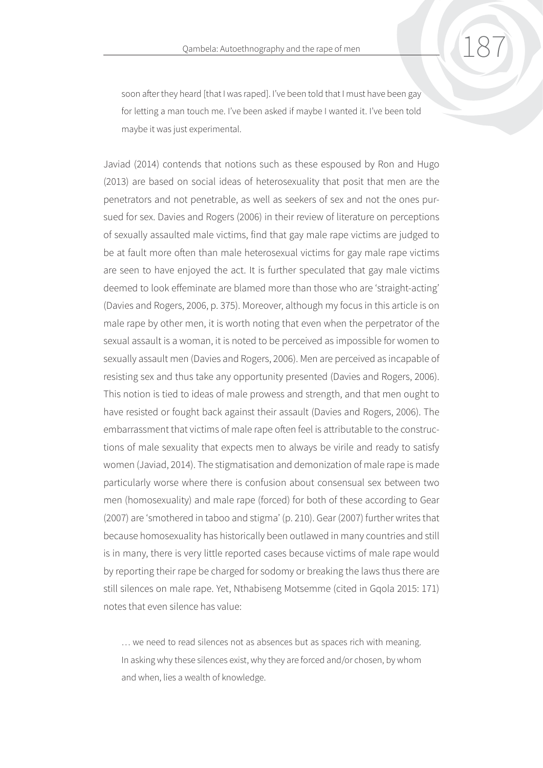> soon after they heard [that I was raped]. I've been told that I must have been gay for letting a man touch me. I've been asked if maybe I wanted it. I've been told maybe it was just experimental.

Javiad (2014) contends that notions such as these espoused by Ron and Hugo (2013) are based on social ideas of heterosexuality that posit that men are the penetrators and not penetrable, as well as seekers of sex and not the ones pursued for sex. Davies and Rogers (2006) in their review of literature on perceptions of sexually assaulted male victims, find that gay male rape victims are judged to be at fault more often than male heterosexual victims for gay male rape victims are seen to have enjoyed the act. It is further speculated that gay male victims deemed to look effeminate are blamed more than those who are 'straight-acting' (Davies and Rogers, 2006, p. 375). Moreover, although my focus in this article is on male rape by other men, it is worth noting that even when the perpetrator of the sexual assault is a woman, it is noted to be perceived as impossible for women to sexually assault men (Davies and Rogers, 2006). Men are perceived as incapable of resisting sex and thus take any opportunity presented (Davies and Rogers, 2006). This notion is tied to ideas of male prowess and strength, and that men ought to have resisted or fought back against their assault (Davies and Rogers, 2006). The embarrassment that victims of male rape often feel is attributable to the constructions of male sexuality that expects men to always be virile and ready to satisfy women (Javiad, 2014). The stigmatisation and demonization of male rape is made particularly worse where there is confusion about consensual sex between two men (homosexuality) and male rape (forced) for both of these according to Gear (2007) are 'smothered in taboo and stigma' (p. 210). Gear (2007) further writes that because homosexuality has historically been outlawed in many countries and still is in many, there is very little reported cases because victims of male rape would by reporting their rape be charged for sodomy or breaking the laws thus there are still silences on male rape. Yet, Nthabiseng Motsemme (cited in Gqola 2015: 171) notes that even silence has value:

> … we need to read silences not as absences but as spaces rich with meaning. In asking why these silences exist, why they are forced and/or chosen, by whom and when, lies a wealth of knowledge.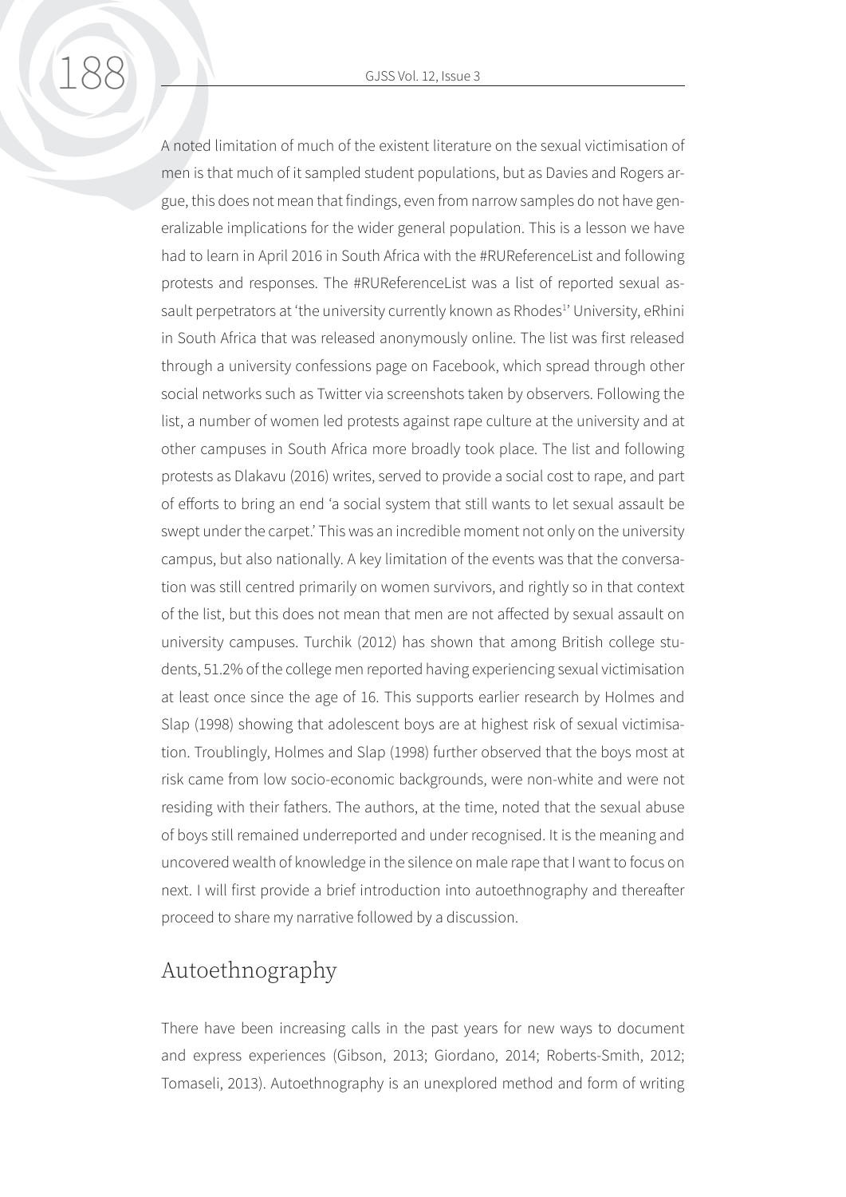A noted limitation of much of the existent literature on the sexual victimisation of men is that much of it sampled student populations, but as Davies and Rogers argue, this does not mean that findings, even from narrow samples do not have generalizable implications for the wider general population. This is a lesson we have had to learn in April 2016 in South Africa with the #RUReferenceList and following protests and responses. The #RUReferenceList was a list of reported sexual assault perpetrators at 'the university currently known as Rhodes[1]' University, eRhini in South Africa that was released anonymously online. The list was first released through a university confessions page on Facebook, which spread through other social networks such as Twitter via screenshots taken by observers. Following the list, a number of women led protests against rape culture at the university and at other campuses in South Africa more broadly took place. The list and following protests as Dlakavu (2016) writes, served to provide a social cost to rape, and part of efforts to bring an end 'a social system that still wants to let sexual assault be swept under the carpet.' This was an incredible moment not only on the university campus, but also nationally. A key limitation of the events was that the conversation was still centred primarily on women survivors, and rightly so in that context of the list, but this does not mean that men are not affected by sexual assault on university campuses. Turchik (2012) has shown that among British college students, 51.2% of the college men reported having experiencing sexual victimisation at least once since the age of 16. This supports earlier research by Holmes and Slap (1998) showing that adolescent boys are at highest risk of sexual victimisation. Troublingly, Holmes and Slap (1998) further observed that the boys most at risk came from low socio-economic backgrounds, were non-white and were not residing with their fathers. The authors, at the time, noted that the sexual abuse of boys still remained underreported and under recognised. It is the meaning and uncovered wealth of knowledge in the silence on male rape that I want to focus on next. I will first provide a brief introduction into autoethnography and thereafter proceed to share my narrative followed by a discussion.

## Autoethnography

There have been increasing calls in the past years for new ways to document and express experiences (Gibson, 2013; Giordano, 2014; Roberts-Smith, 2012; Tomaseli, 2013). Autoethnography is an unexplored method and form of writing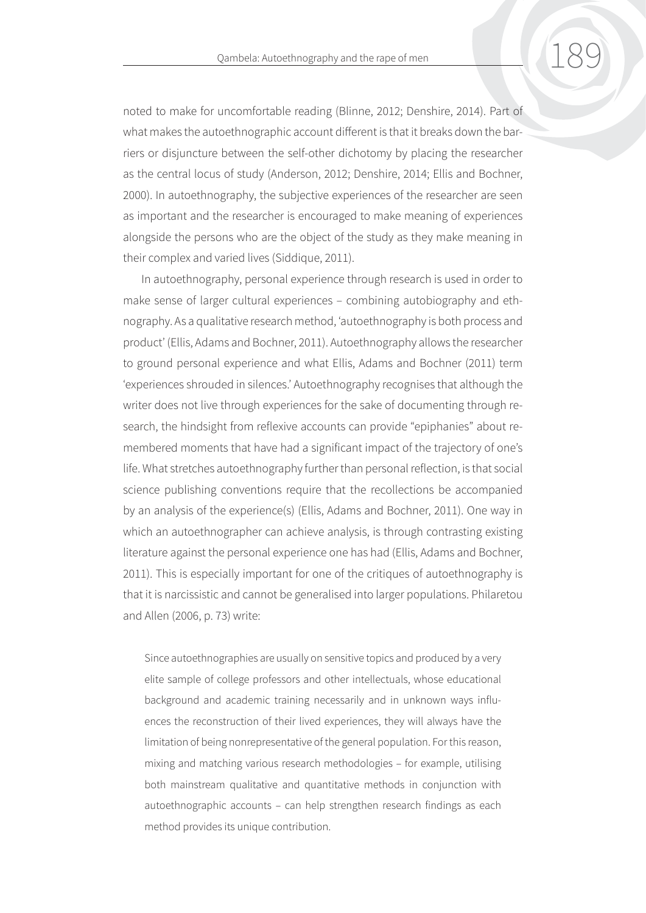noted to make for uncomfortable reading (Blinne, 2012; Denshire, 2014). Part of what makes the autoethnographic account different is that it breaks down the barriers or disjuncture between the self-other dichotomy by placing the researcher as the central locus of study (Anderson, 2012; Denshire, 2014; Ellis and Bochner, 2000). In autoethnography, the subjective experiences of the researcher are seen as important and the researcher is encouraged to make meaning of experiences alongside the persons who are the object of the study as they make meaning in their complex and varied lives (Siddique, 2011).

In autoethnography, personal experience through research is used in order to make sense of larger cultural experiences – combining autobiography and ethnography. As a qualitative research method, 'autoethnography is both process and product' (Ellis, Adams and Bochner, 2011). Autoethnography allows the researcher to ground personal experience and what Ellis, Adams and Bochner (2011) term 'experiences shrouded in silences.' Autoethnography recognises that although the writer does not live through experiences for the sake of documenting through research, the hindsight from reflexive accounts can provide "epiphanies" about remembered moments that have had a significant impact of the trajectory of one's life. What stretches autoethnography further than personal reflection, is that social science publishing conventions require that the recollections be accompanied by an analysis of the experience(s) (Ellis, Adams and Bochner, 2011). One way in which an autoethnographer can achieve analysis, is through contrasting existing literature against the personal experience one has had (Ellis, Adams and Bochner, 2011). This is especially important for one of the critiques of autoethnography is that it is narcissistic and cannot be generalised into larger populations. Philaretou and Allen (2006, p. 73) write:

> Since autoethnographies are usually on sensitive topics and produced by a very elite sample of college professors and other intellectuals, whose educational background and academic training necessarily and in unknown ways influences the reconstruction of their lived experiences, they will always have the limitation of being nonrepresentative of the general population. For this reason, mixing and matching various research methodologies – for example, utilising both mainstream qualitative and quantitative methods in conjunction with autoethnographic accounts – can help strengthen research findings as each method provides its unique contribution.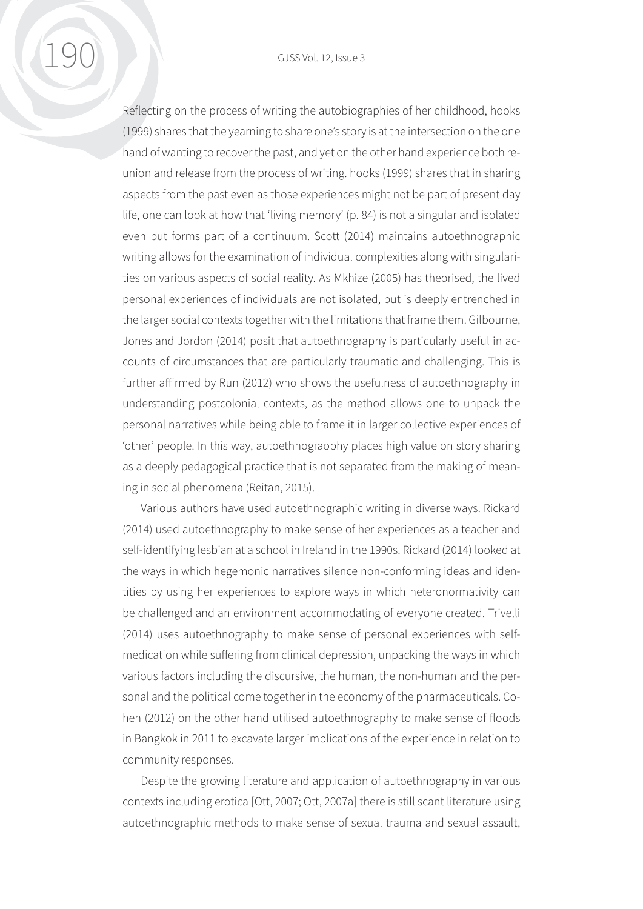Reflecting on the process of writing the autobiographies of her childhood, hooks (1999) shares that the yearning to share one's story is at the intersection on the one hand of wanting to recover the past, and yet on the other hand experience both reunion and release from the process of writing. hooks (1999) shares that in sharing aspects from the past even as those experiences might not be part of present day life, one can look at how that 'living memory' (p. 84) is not a singular and isolated even but forms part of a continuum. Scott (2014) maintains autoethnographic writing allows for the examination of individual complexities along with singularities on various aspects of social reality. As Mkhize (2005) has theorised, the lived personal experiences of individuals are not isolated, but is deeply entrenched in the larger social contexts together with the limitations that frame them. Gilbourne, Jones and Jordon (2014) posit that autoethnography is particularly useful in accounts of circumstances that are particularly traumatic and challenging. This is further affirmed by Run (2012) who shows the usefulness of autoethnography in understanding postcolonial contexts, as the method allows one to unpack the personal narratives while being able to frame it in larger collective experiences of 'other' people. In this way, autoethnograophy places high value on story sharing as a deeply pedagogical practice that is not separated from the making of meaning in social phenomena (Reitan, 2015).

Various authors have used autoethnographic writing in diverse ways. Rickard (2014) used autoethnography to make sense of her experiences as a teacher and self-identifying lesbian at a school in Ireland in the 1990s. Rickard (2014) looked at the ways in which hegemonic narratives silence non-conforming ideas and identities by using her experiences to explore ways in which heteronormativity can be challenged and an environment accommodating of everyone created. Trivelli (2014) uses autoethnography to make sense of personal experiences with self-medication while suffering from clinical depression, unpacking the ways in which various factors including the discursive, the human, the non-human and the personal and the political come together in the economy of the pharmaceuticals. Cohen (2012) on the other hand utilised autoethnography to make sense of floods in Bangkok in 2011 to excavate larger implications of the experience in relation to community responses.

Despite the growing literature and application of autoethnography in various contexts including erotica [Ott, 2007; Ott, 2007a] there is still scant literature using autoethnographic methods to make sense of sexual trauma and sexual assault,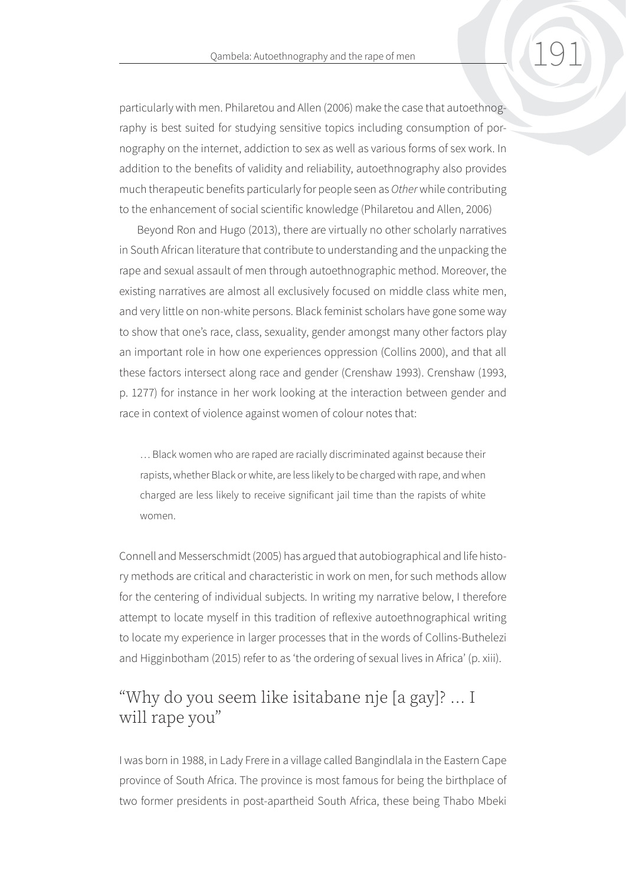particularly with men. Philaretou and Allen (2006) make the case that autoethnography is best suited for studying sensitive topics including consumption of pornography on the internet, addiction to sex as well as various forms of sex work. In addition to the benefits of validity and reliability, autoethnography also provides much therapeutic benefits particularly for people seen as *Other* while contributing to the enhancement of social scientific knowledge (Philaretou and Allen, 2006)

Beyond Ron and Hugo (2013), there are virtually no other scholarly narratives in South African literature that contribute to understanding and the unpacking the rape and sexual assault of men through autoethnographic method. Moreover, the existing narratives are almost all exclusively focused on middle class white men, and very little on non-white persons. Black feminist scholars have gone some way to show that one's race, class, sexuality, gender amongst many other factors play an important role in how one experiences oppression (Collins 2000), and that all these factors intersect along race and gender (Crenshaw 1993). Crenshaw (1993, p. 1277) for instance in her work looking at the interaction between gender and race in context of violence against women of colour notes that:

> … Black women who are raped are racially discriminated against because their rapists, whether Black or white, are less likely to be charged with rape, and when charged are less likely to receive significant jail time than the rapists of white women.

Connell and Messerschmidt (2005) has argued that autobiographical and life history methods are critical and characteristic in work on men, for such methods allow for the centering of individual subjects. In writing my narrative below, I therefore attempt to locate myself in this tradition of reflexive autoethnographical writing to locate my experience in larger processes that in the words of Collins-Buthelezi and Higginbotham (2015) refer to as 'the ordering of sexual lives in Africa' (p. xiii).

## "Why do you seem like isitabane nje [a gay]? … I will rape you"

I was born in 1988, in Lady Frere in a village called Bangindlala in the Eastern Cape province of South Africa. The province is most famous for being the birthplace of two former presidents in post-apartheid South Africa, these being Thabo Mbeki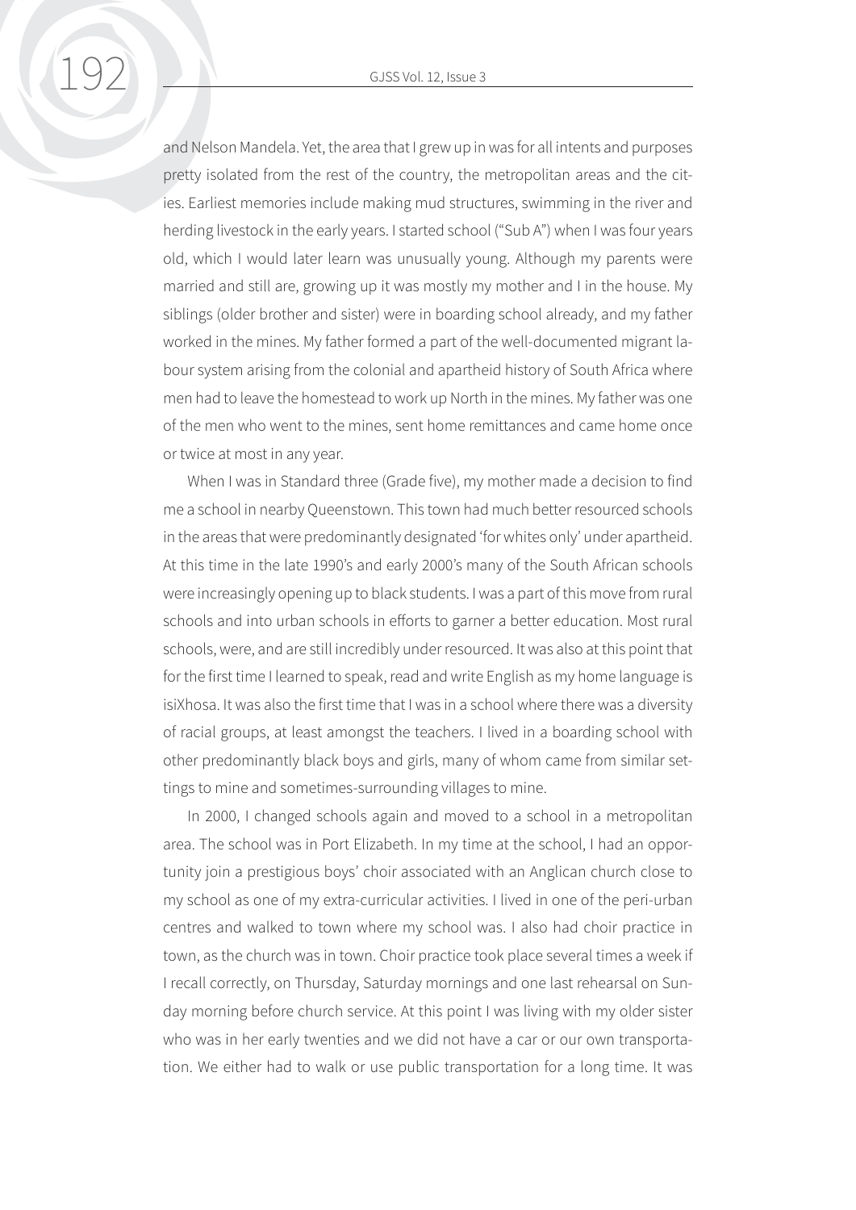and Nelson Mandela. Yet, the area that I grew up in was for all intents and purposes pretty isolated from the rest of the country, the metropolitan areas and the cities. Earliest memories include making mud structures, swimming in the river and herding livestock in the early years. I started school ("Sub A") when I was four years old, which I would later learn was unusually young. Although my parents were married and still are, growing up it was mostly my mother and I in the house. My siblings (older brother and sister) were in boarding school already, and my father worked in the mines. My father formed a part of the well-documented migrant labour system arising from the colonial and apartheid history of South Africa where men had to leave the homestead to work up North in the mines. My father was one of the men who went to the mines, sent home remittances and came home once or twice at most in any year.

When I was in Standard three (Grade five), my mother made a decision to find me a school in nearby Queenstown. This town had much better resourced schools in the areas that were predominantly designated 'for whites only' under apartheid. At this time in the late 1990's and early 2000's many of the South African schools were increasingly opening up to black students. I was a part of this move from rural schools and into urban schools in efforts to garner a better education. Most rural schools, were, and are still incredibly under resourced. It was also at this point that for the first time I learned to speak, read and write English as my home language is isiXhosa. It was also the first time that I was in a school where there was a diversity of racial groups, at least amongst the teachers. I lived in a boarding school with other predominantly black boys and girls, many of whom came from similar settings to mine and sometimes-surrounding villages to mine.

In 2000, I changed schools again and moved to a school in a metropolitan area. The school was in Port Elizabeth. In my time at the school, I had an opportunity join a prestigious boys' choir associated with an Anglican church close to my school as one of my extra-curricular activities. I lived in one of the peri-urban centres and walked to town where my school was. I also had choir practice in town, as the church was in town. Choir practice took place several times a week if I recall correctly, on Thursday, Saturday mornings and one last rehearsal on Sunday morning before church service. At this point I was living with my older sister who was in her early twenties and we did not have a car or our own transportation. We either had to walk or use public transportation for a long time. It was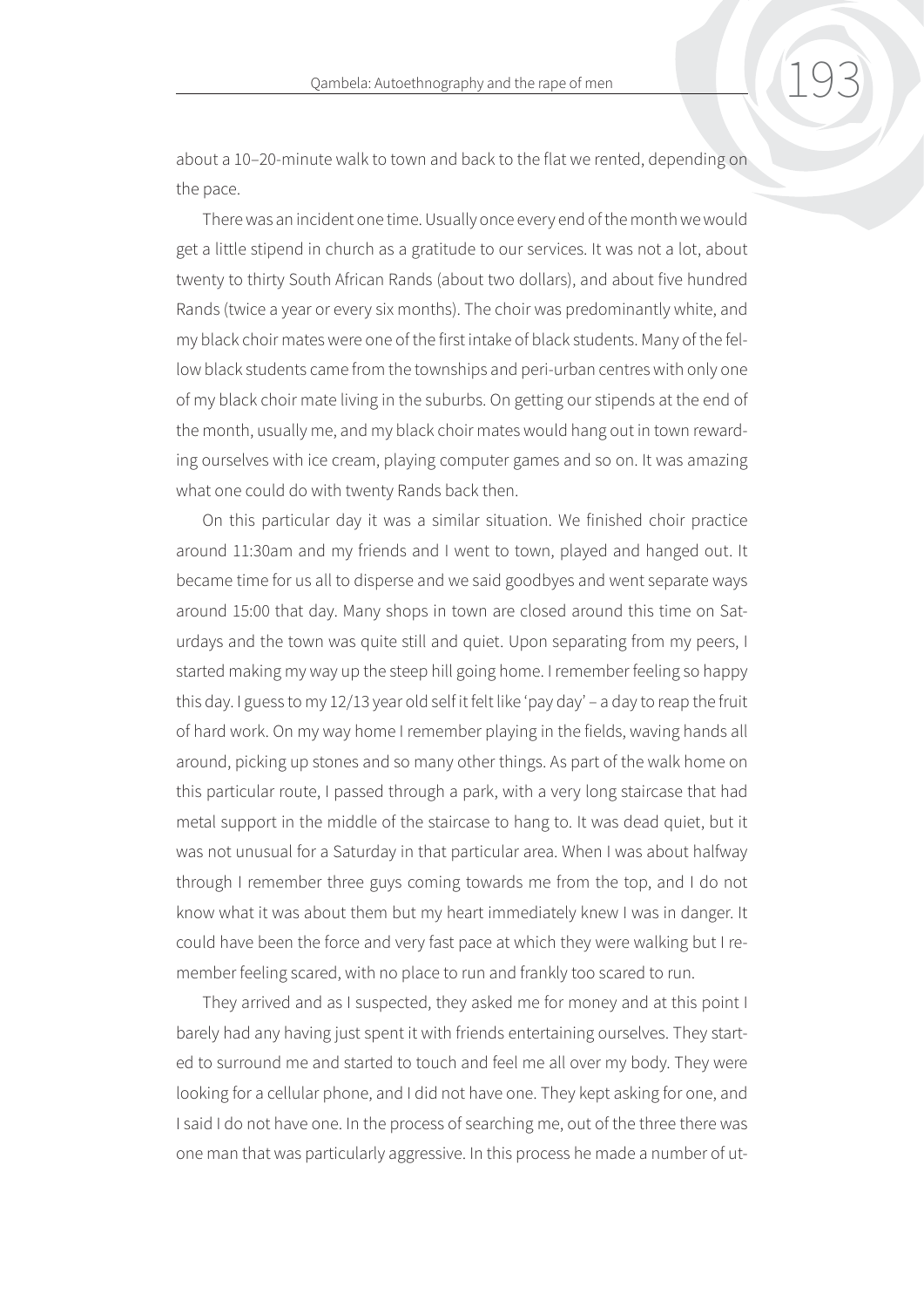about a 10–20-minute walk to town and back to the flat we rented, depending on the pace.

There was an incident one time. Usually once every end of the month we would get a little stipend in church as a gratitude to our services. It was not a lot, about twenty to thirty South African Rands (about two dollars), and about five hundred Rands (twice a year or every six months). The choir was predominantly white, and my black choir mates were one of the first intake of black students. Many of the fellow black students came from the townships and peri-urban centres with only one of my black choir mate living in the suburbs. On getting our stipends at the end of the month, usually me, and my black choir mates would hang out in town rewarding ourselves with ice cream, playing computer games and so on. It was amazing what one could do with twenty Rands back then.

On this particular day it was a similar situation. We finished choir practice around 11:30am and my friends and I went to town, played and hanged out. It became time for us all to disperse and we said goodbyes and went separate ways around 15:00 that day. Many shops in town are closed around this time on Saturdays and the town was quite still and quiet. Upon separating from my peers, I started making my way up the steep hill going home. I remember feeling so happy this day. I guess to my 12/13 year old self it felt like 'pay day' – a day to reap the fruit of hard work. On my way home I remember playing in the fields, waving hands all around, picking up stones and so many other things. As part of the walk home on this particular route, I passed through a park, with a very long staircase that had metal support in the middle of the staircase to hang to. It was dead quiet, but it was not unusual for a Saturday in that particular area. When I was about halfway through I remember three guys coming towards me from the top, and I do not know what it was about them but my heart immediately knew I was in danger. It could have been the force and very fast pace at which they were walking but I remember feeling scared, with no place to run and frankly too scared to run.

They arrived and as I suspected, they asked me for money and at this point I barely had any having just spent it with friends entertaining ourselves. They started to surround me and started to touch and feel me all over my body. They were looking for a cellular phone, and I did not have one. They kept asking for one, and I said I do not have one. In the process of searching me, out of the three there was one man that was particularly aggressive. In this process he made a number of ut-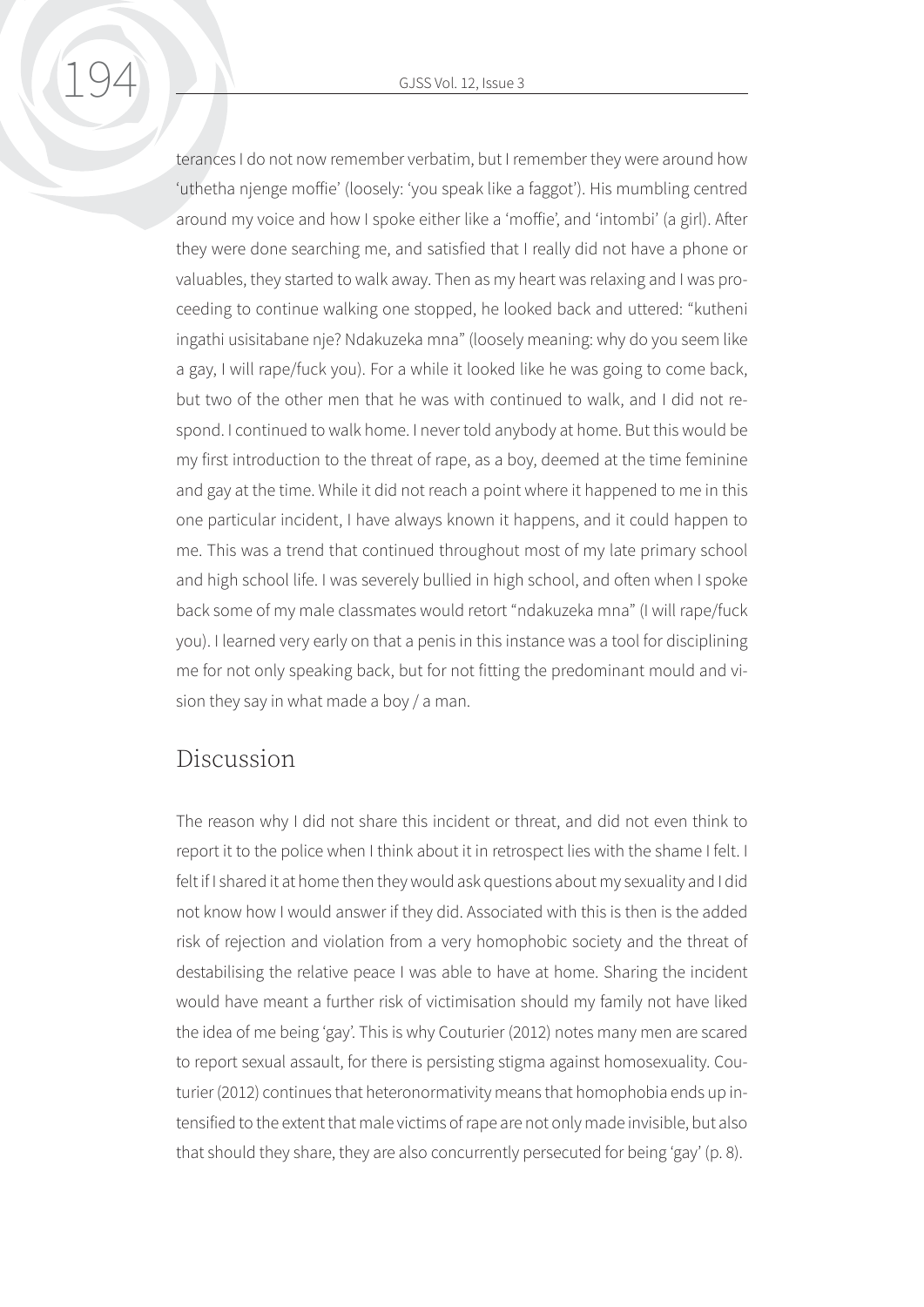terances I do not now remember verbatim, but I remember they were around how 'uthetha njenge moffie' (loosely: 'you speak like a faggot'). His mumbling centred around my voice and how I spoke either like a 'moffie', and 'intombi' (a girl). After they were done searching me, and satisfied that I really did not have a phone or valuables, they started to walk away. Then as my heart was relaxing and I was proceeding to continue walking one stopped, he looked back and uttered: "kutheni ingathi usisitabane nje? Ndakuzeka mna" (loosely meaning: why do you seem like a gay, I will rape/fuck you). For a while it looked like he was going to come back, but two of the other men that he was with continued to walk, and I did not respond. I continued to walk home. I never told anybody at home. But this would be my first introduction to the threat of rape, as a boy, deemed at the time feminine and gay at the time. While it did not reach a point where it happened to me in this one particular incident, I have always known it happens, and it could happen to me. This was a trend that continued throughout most of my late primary school and high school life. I was severely bullied in high school, and often when I spoke back some of my male classmates would retort "ndakuzeka mna" (I will rape/fuck you). I learned very early on that a penis in this instance was a tool for disciplining me for not only speaking back, but for not fitting the predominant mould and vision they say in what made a boy / a man.

## Discussion

The reason why I did not share this incident or threat, and did not even think to report it to the police when I think about it in retrospect lies with the shame I felt. I felt if I shared it at home then they would ask questions about my sexuality and I did not know how I would answer if they did. Associated with this is then is the added risk of rejection and violation from a very homophobic society and the threat of destabilising the relative peace I was able to have at home. Sharing the incident would have meant a further risk of victimisation should my family not have liked the idea of me being 'gay'. This is why Couturier (2012) notes many men are scared to report sexual assault, for there is persisting stigma against homosexuality. Couturier (2012) continues that heteronormativity means that homophobia ends up intensified to the extent that male victims of rape are not only made invisible, but also that should they share, they are also concurrently persecuted for being 'gay' (p. 8).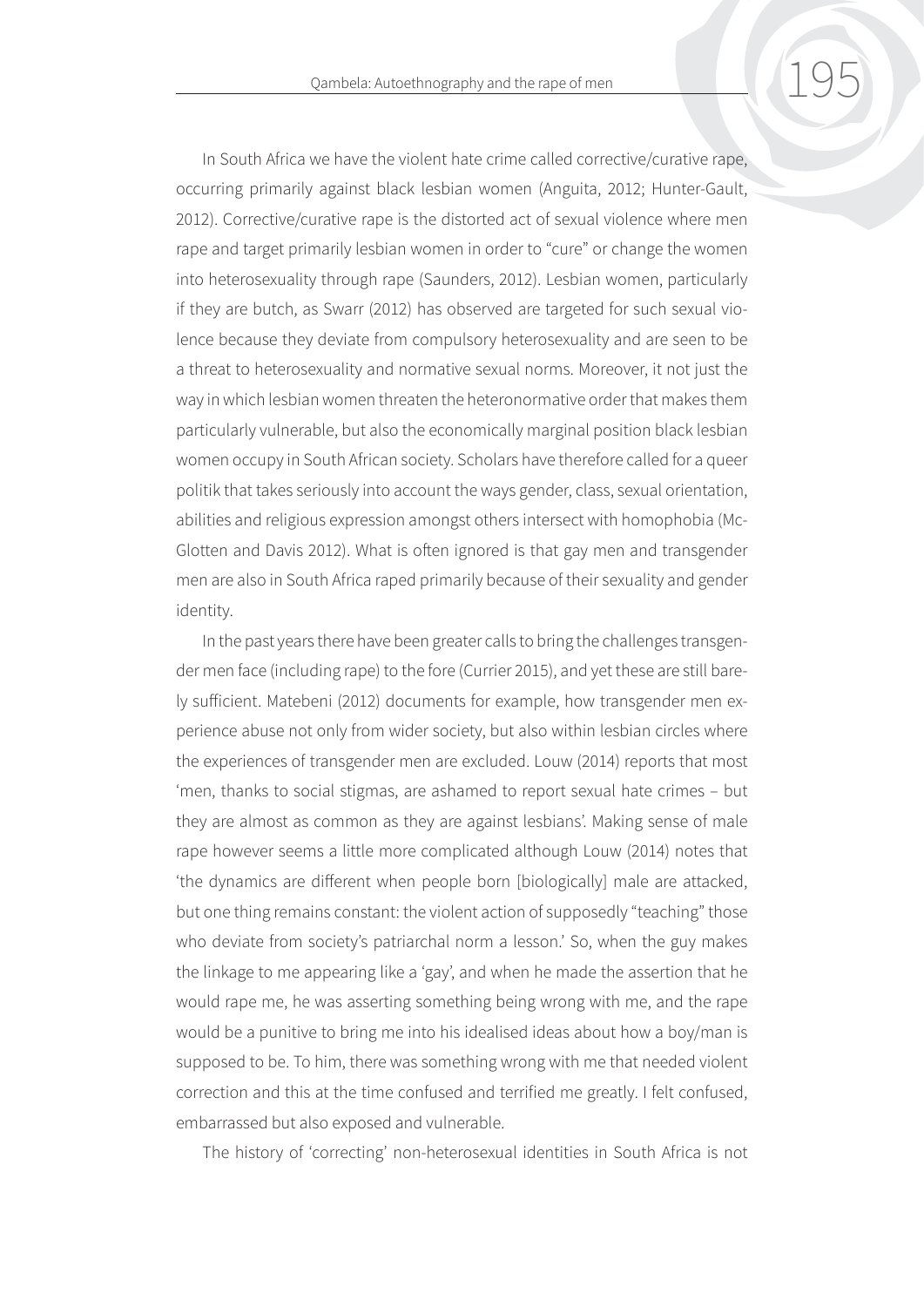In South Africa we have the violent hate crime called corrective/curative rape, occurring primarily against black lesbian women (Anguita, 2012; Hunter-Gault, 2012). Corrective/curative rape is the distorted act of sexual violence where men rape and target primarily lesbian women in order to "cure" or change the women into heterosexuality through rape (Saunders, 2012). Lesbian women, particularly if they are butch, as Swarr (2012) has observed are targeted for such sexual violence because they deviate from compulsory heterosexuality and are seen to be a threat to heterosexuality and normative sexual norms. Moreover, it not just the way in which lesbian women threaten the heteronormative order that makes them particularly vulnerable, but also the economically marginal position black lesbian women occupy in South African society. Scholars have therefore called for a queer politik that takes seriously into account the ways gender, class, sexual orientation, abilities and religious expression amongst others intersect with homophobia (McGlotten and Davis 2012). What is often ignored is that gay men and transgender men are also in South Africa raped primarily because of their sexuality and gender identity.

In the past years there have been greater calls to bring the challenges transgender men face (including rape) to the fore (Currier 2015), and yet these are still barely sufficient. Matebeni (2012) documents for example, how transgender men experience abuse not only from wider society, but also within lesbian circles where the experiences of transgender men are excluded. Louw (2014) reports that most 'men, thanks to social stigmas, are ashamed to report sexual hate crimes – but they are almost as common as they are against lesbians'. Making sense of male rape however seems a little more complicated although Louw (2014) notes that 'the dynamics are different when people born [biologically] male are attacked, but one thing remains constant: the violent action of supposedly "teaching" those who deviate from society's patriarchal norm a lesson.' So, when the guy makes the linkage to me appearing like a 'gay', and when he made the assertion that he would rape me, he was asserting something being wrong with me, and the rape would be a punitive to bring me into his idealised ideas about how a boy/man is supposed to be. To him, there was something wrong with me that needed violent correction and this at the time confused and terrified me greatly. I felt confused, embarrassed but also exposed and vulnerable.

The history of 'correcting' non-heterosexual identities in South Africa is not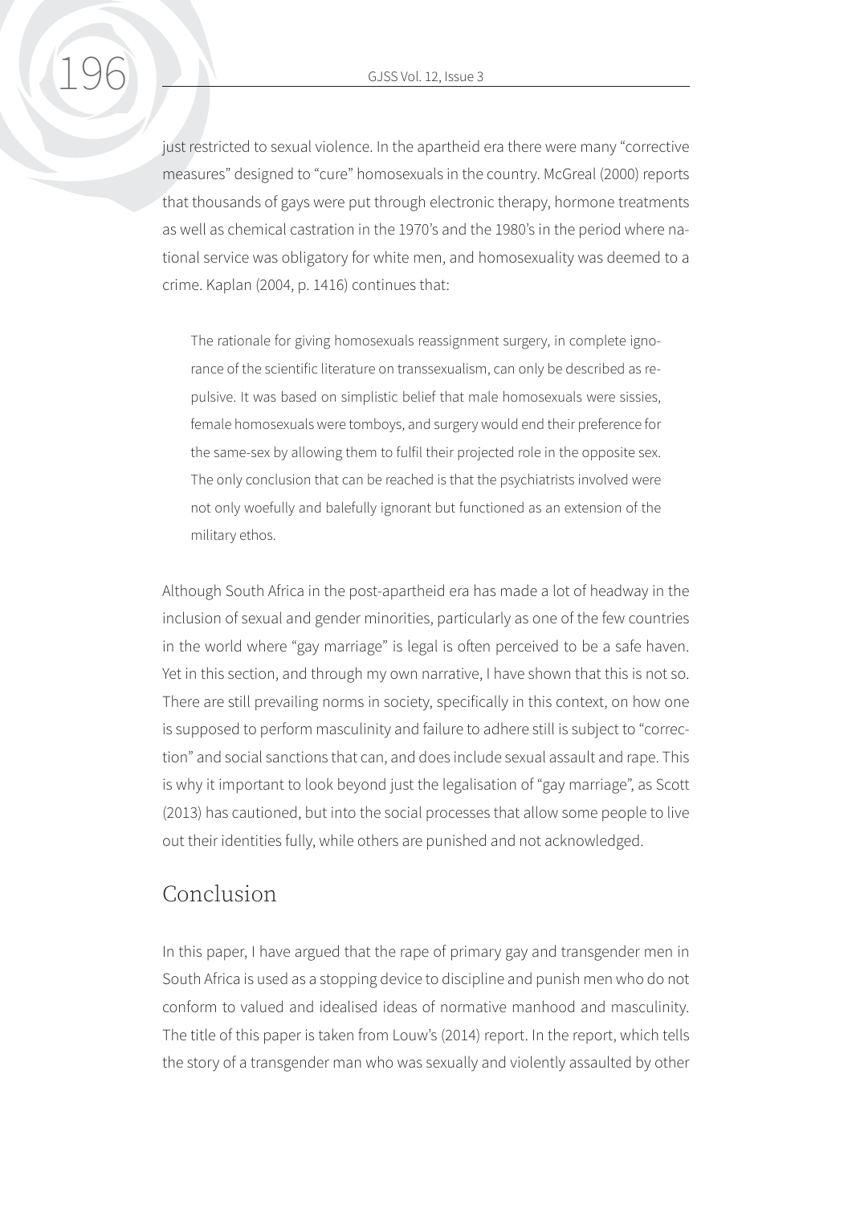just restricted to sexual violence. In the apartheid era there were many "corrective measures" designed to "cure" homosexuals in the country. McGreal (2000) reports that thousands of gays were put through electronic therapy, hormone treatments as well as chemical castration in the 1970's and the 1980's in the period where national service was obligatory for white men, and homosexuality was deemed to a crime. Kaplan (2004, p. 1416) continues that:

> The rationale for giving homosexuals reassignment surgery, in complete ignorance of the scientific literature on transsexualism, can only be described as repulsive. It was based on simplistic belief that male homosexuals were sissies, female homosexuals were tomboys, and surgery would end their preference for the same-sex by allowing them to fulfil their projected role in the opposite sex. The only conclusion that can be reached is that the psychiatrists involved were not only woefully and balefully ignorant but functioned as an extension of the military ethos.

Although South Africa in the post-apartheid era has made a lot of headway in the inclusion of sexual and gender minorities, particularly as one of the few countries in the world where "gay marriage" is legal is often perceived to be a safe haven. Yet in this section, and through my own narrative, I have shown that this is not so. There are still prevailing norms in society, specifically in this context, on how one is supposed to perform masculinity and failure to adhere still is subject to "correction" and social sanctions that can, and does include sexual assault and rape. This is why it important to look beyond just the legalisation of "gay marriage", as Scott (2013) has cautioned, but into the social processes that allow some people to live out their identities fully, while others are punished and not acknowledged.

## Conclusion

In this paper, I have argued that the rape of primary gay and transgender men in South Africa is used as a stopping device to discipline and punish men who do not conform to valued and idealised ideas of normative manhood and masculinity. The title of this paper is taken from Louw's (2014) report. In the report, which tells the story of a transgender man who was sexually and violently assaulted by other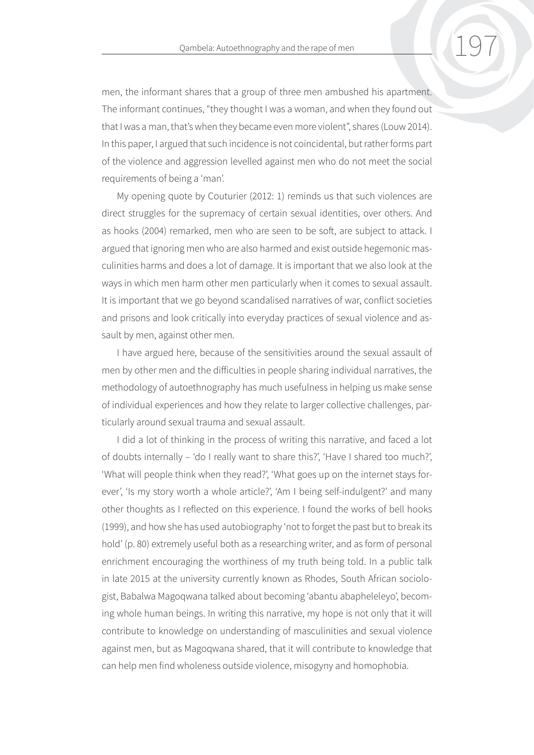men, the informant shares that a group of three men ambushed his apartment. The informant continues, "they thought I was a woman, and when they found out that I was a man, that's when they became even more violent", shares (Louw 2014). In this paper, I argued that such incidence is not coincidental, but rather forms part of the violence and aggression levelled against men who do not meet the social requirements of being a 'man'.

My opening quote by Couturier (2012: 1) reminds us that such violences are direct struggles for the supremacy of certain sexual identities, over others. And as hooks (2004) remarked, men who are seen to be soft, are subject to attack. I argued that ignoring men who are also harmed and exist outside hegemonic masculinities harms and does a lot of damage. It is important that we also look at the ways in which men harm other men particularly when it comes to sexual assault. It is important that we go beyond scandalised narratives of war, conflict societies and prisons and look critically into everyday practices of sexual violence and assault by men, against other men.

I have argued here, because of the sensitivities around the sexual assault of men by other men and the difficulties in people sharing individual narratives, the methodology of autoethnography has much usefulness in helping us make sense of individual experiences and how they relate to larger collective challenges, particularly around sexual trauma and sexual assault.

I did a lot of thinking in the process of writing this narrative, and faced a lot of doubts internally – 'do I really want to share this?', 'Have I shared too much?', 'What will people think when they read?', 'What goes up on the internet stays forever', 'Is my story worth a whole article?', 'Am I being self-indulgent?' and many other thoughts as I reflected on this experience. I found the works of bell hooks (1999), and how she has used autobiography 'not to forget the past but to break its hold' (p. 80) extremely useful both as a researching writer, and as form of personal enrichment encouraging the worthiness of my truth being told. In a public talk in late 2015 at the university currently known as Rhodes, South African sociologist, Babalwa Magoqwana talked about becoming 'abantu abapheleleyo', becoming whole human beings. In writing this narrative, my hope is not only that it will contribute to knowledge on understanding of masculinities and sexual violence against men, but as Magoqwana shared, that it will contribute to knowledge that can help men find wholeness outside violence, misogyny and homophobia.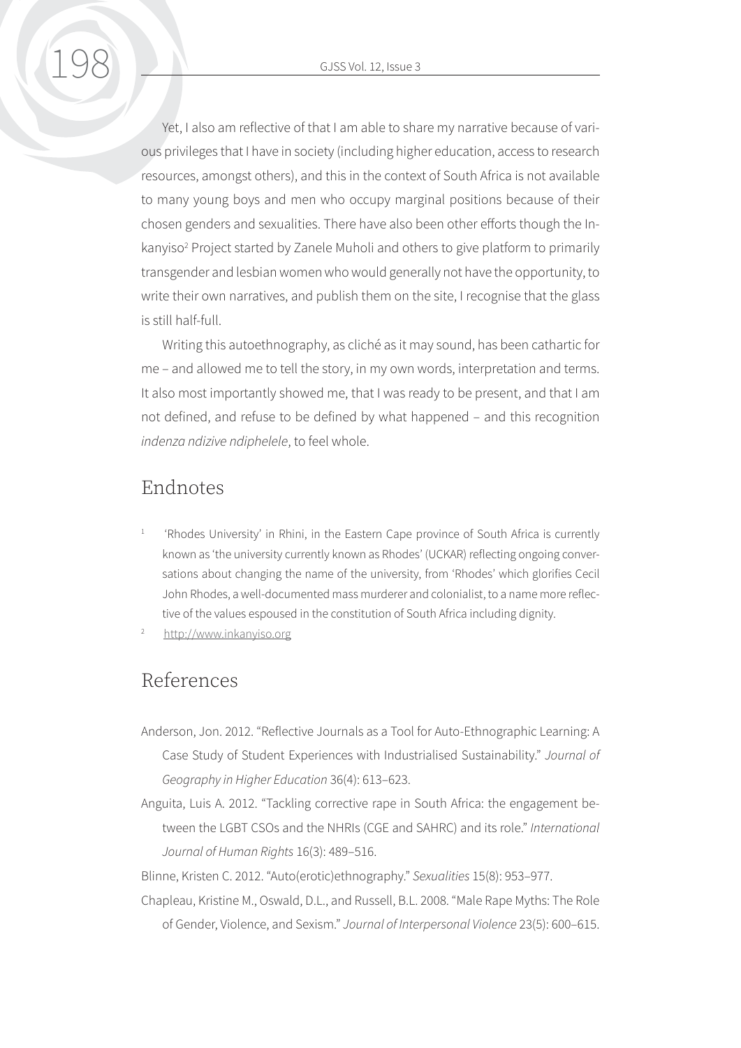Yet, I also am reflective of that I am able to share my narrative because of various privileges that I have in society (including higher education, access to research resources, amongst others), and this in the context of South Africa is not available to many young boys and men who occupy marginal positions because of their chosen genders and sexualities. There have also been other efforts though the Inkanyiso[2] Project started by Zanele Muholi and others to give platform to primarily transgender and lesbian women who would generally not have the opportunity, to write their own narratives, and publish them on the site, I recognise that the glass is still half-full.

Writing this autoethnography, as cliché as it may sound, has been cathartic for me – and allowed me to tell the story, in my own words, interpretation and terms. It also most importantly showed me, that I was ready to be present, and that I am not defined, and refuse to be defined by what happened – and this recognition *indenza ndizive ndiphelele*, to feel whole.

## Endnotes

1. 'Rhodes University' in Rhini, in the Eastern Cape province of South Africa is currently known as 'the university currently known as Rhodes' (UCKAR) reflecting ongoing conversations about changing the name of the university, from 'Rhodes' which glorifies Cecil John Rhodes, a well-documented mass murderer and colonialist, to a name more reflective of the values espoused in the constitution of South Africa including dignity.
2. http://www.inkanyiso.org

## References

Anderson, Jon. 2012. "Reflective Journals as a Tool for Auto-Ethnographic Learning: A Case Study of Student Experiences with Industrialised Sustainability." *Journal of Geography in Higher Education* 36(4): 613–623.

Anguita, Luis A. 2012. "Tackling corrective rape in South Africa: the engagement between the LGBT CSOs and the NHRIs (CGE and SAHRC) and its role." *International Journal of Human Rights* 16(3): 489–516.

Blinne, Kristen C. 2012. "Auto(erotic)ethnography." *Sexualities* 15(8): 953–977.

Chapleau, Kristine M., Oswald, D.L., and Russell, B.L. 2008. "Male Rape Myths: The Role of Gender, Violence, and Sexism." *Journal of Interpersonal Violence* 23(5): 600–615.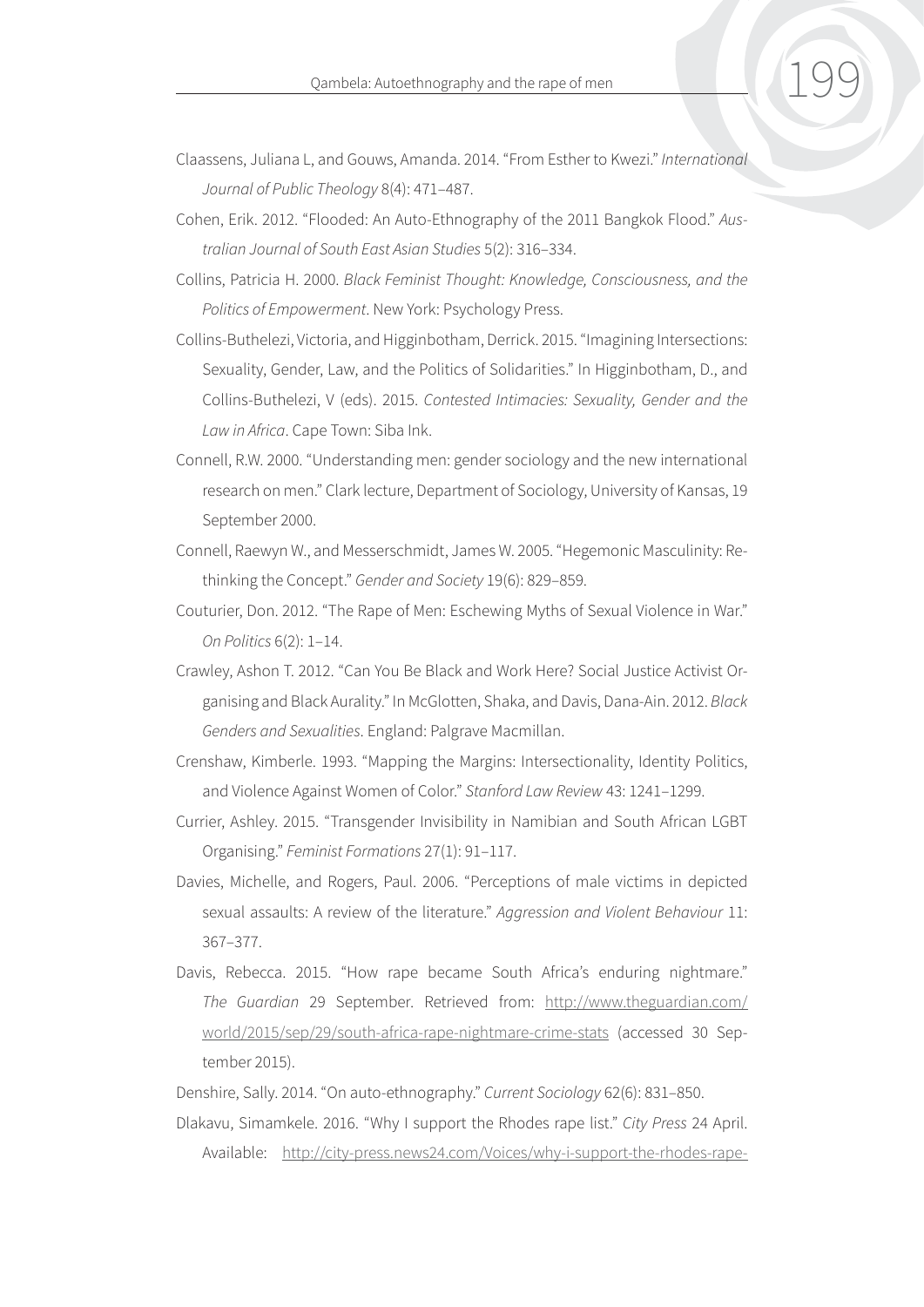Claassens, Juliana L, and Gouws, Amanda. 2014. "From Esther to Kwezi." *International Journal of Public Theology* 8(4): 471–487.

Cohen, Erik. 2012. "Flooded: An Auto-Ethnography of the 2011 Bangkok Flood." *Australian Journal of South East Asian Studies* 5(2): 316–334.

Collins, Patricia H. 2000. *Black Feminist Thought: Knowledge, Consciousness, and the Politics of Empowerment*. New York: Psychology Press.

Collins-Buthelezi, Victoria, and Higginbotham, Derrick. 2015. "Imagining Intersections: Sexuality, Gender, Law, and the Politics of Solidarities." In Higginbotham, D., and Collins-Buthelezi, V (eds). 2015. *Contested Intimacies: Sexuality, Gender and the Law in Africa*. Cape Town: Siba Ink.

Connell, R.W. 2000. "Understanding men: gender sociology and the new international research on men." Clark lecture, Department of Sociology, University of Kansas, 19 September 2000.

Connell, Raewyn W., and Messerschmidt, James W. 2005. "Hegemonic Masculinity: Rethinking the Concept." *Gender and Society* 19(6): 829–859.

Couturier, Don. 2012. "The Rape of Men: Eschewing Myths of Sexual Violence in War." *On Politics* 6(2): 1–14.

Crawley, Ashon T. 2012. "Can You Be Black and Work Here? Social Justice Activist Organising and Black Aurality." In McGlotten, Shaka, and Davis, Dana-Ain. 2012. *Black Genders and Sexualities*. England: Palgrave Macmillan.

Crenshaw, Kimberle. 1993. "Mapping the Margins: Intersectionality, Identity Politics, and Violence Against Women of Color." *Stanford Law Review* 43: 1241–1299.

Currier, Ashley. 2015. "Transgender Invisibility in Namibian and South African LGBT Organising." *Feminist Formations* 27(1): 91–117.

Davies, Michelle, and Rogers, Paul. 2006. "Perceptions of male victims in depicted sexual assaults: A review of the literature." *Aggression and Violent Behaviour* 11: 367–377.

Davis, Rebecca. 2015. "How rape became South Africa's enduring nightmare." *The Guardian* 29 September. Retrieved from: http://www.theguardian.com/world/2015/sep/29/south-africa-rape-nightmare-crime-stats (accessed 30 September 2015).

Denshire, Sally. 2014. "On auto-ethnography." *Current Sociology* 62(6): 831–850.

Dlakavu, Simamkele. 2016. "Why I support the Rhodes rape list." *City Press* 24 April. Available: http://city-press.news24.com/Voices/why-i-support-the-rhodes-rape-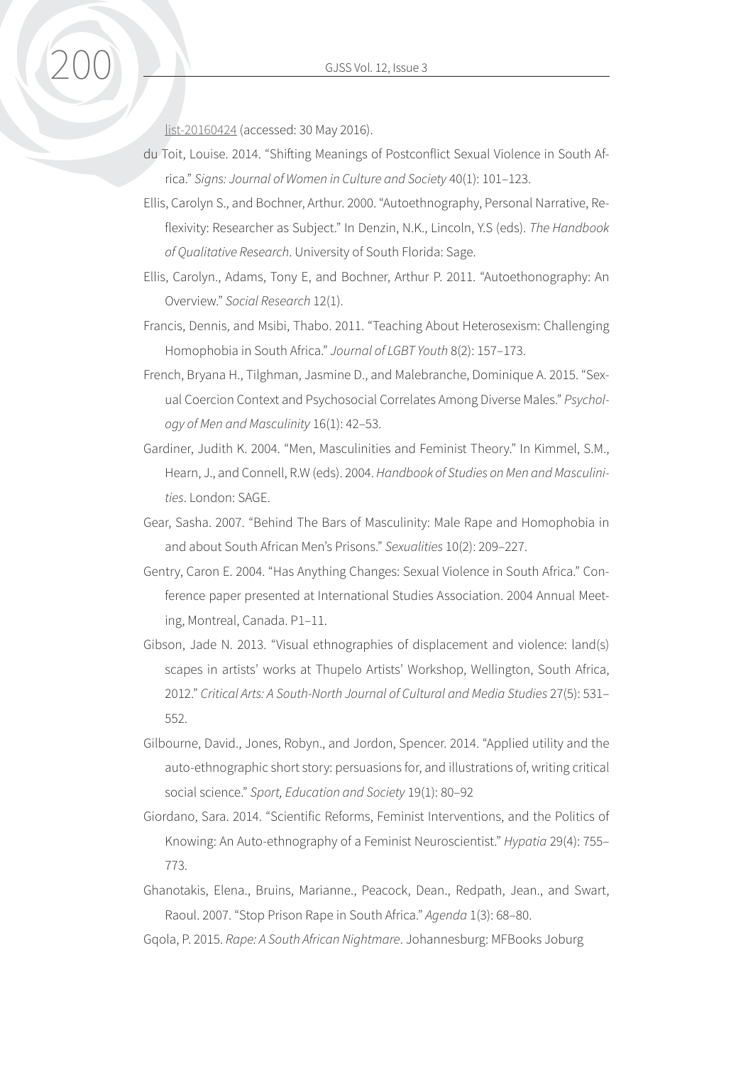list-20160424 (accessed: 30 May 2016).

du Toit, Louise. 2014. "Shifting Meanings of Postconflict Sexual Violence in South Africa." *Signs: Journal of Women in Culture and Society* 40(1): 101–123.

Ellis, Carolyn S., and Bochner, Arthur. 2000. "Autoethnography, Personal Narrative, Reflexivity: Researcher as Subject." In Denzin, N.K., Lincoln, Y.S (eds). *The Handbook of Qualitative Research*. University of South Florida: Sage.

Ellis, Carolyn., Adams, Tony E, and Bochner, Arthur P. 2011. "Autoethonography: An Overview." *Social Research* 12(1).

Francis, Dennis, and Msibi, Thabo. 2011. "Teaching About Heterosexism: Challenging Homophobia in South Africa." *Journal of LGBT Youth* 8(2): 157–173.

French, Bryana H., Tilghman, Jasmine D., and Malebranche, Dominique A. 2015. "Sexual Coercion Context and Psychosocial Correlates Among Diverse Males." *Psychology of Men and Masculinity* 16(1): 42–53.

Gardiner, Judith K. 2004. "Men, Masculinities and Feminist Theory." In Kimmel, S.M., Hearn, J., and Connell, R.W (eds). 2004. *Handbook of Studies on Men and Masculinities*. London: SAGE.

Gear, Sasha. 2007. "Behind The Bars of Masculinity: Male Rape and Homophobia in and about South African Men's Prisons." *Sexualities* 10(2): 209–227.

Gentry, Caron E. 2004. "Has Anything Changes: Sexual Violence in South Africa." Conference paper presented at International Studies Association. 2004 Annual Meeting, Montreal, Canada. P1–11.

Gibson, Jade N. 2013. "Visual ethnographies of displacement and violence: land(s) scapes in artists' works at Thupelo Artists' Workshop, Wellington, South Africa, 2012." *Critical Arts: A South-North Journal of Cultural and Media Studies* 27(5): 531–552.

Gilbourne, David., Jones, Robyn., and Jordon, Spencer. 2014. "Applied utility and the auto-ethnographic short story: persuasions for, and illustrations of, writing critical social science." *Sport, Education and Society* 19(1): 80–92

Giordano, Sara. 2014. "Scientific Reforms, Feminist Interventions, and the Politics of Knowing: An Auto-ethnography of a Feminist Neuroscientist." *Hypatia* 29(4): 755–773.

Ghanotakis, Elena., Bruins, Marianne., Peacock, Dean., Redpath, Jean., and Swart, Raoul. 2007. "Stop Prison Rape in South Africa." *Agenda* 1(3): 68–80.

Gqola, P. 2015. *Rape: A South African Nightmare*. Johannesburg: MFBooks Joburg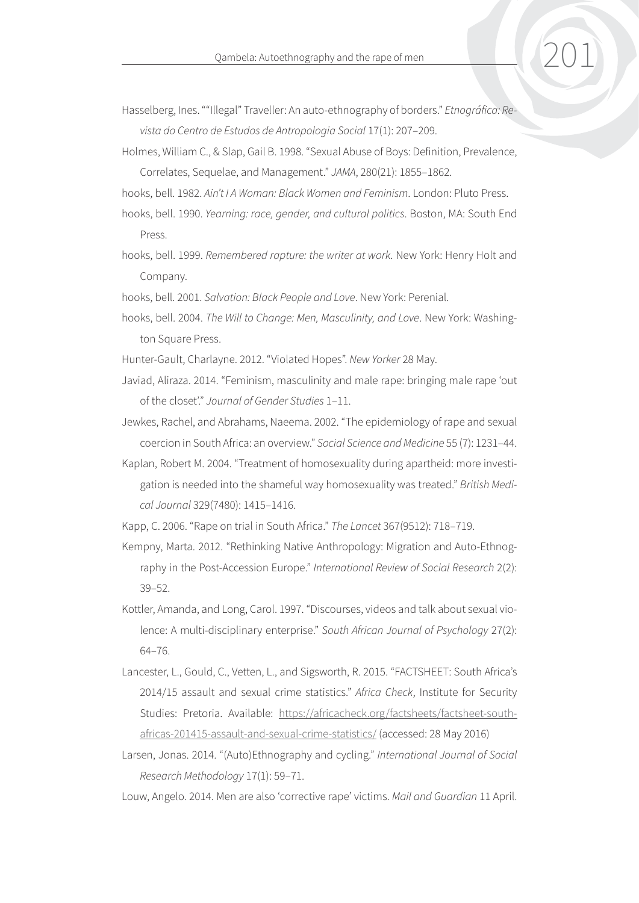Hasselberg, Ines. ""Illegal" Traveller: An auto-ethnography of borders." *Etnográfica: Revista do Centro de Estudos de Antropologia Social* 17(1): 207–209.

Holmes, William C., & Slap, Gail B. 1998. "Sexual Abuse of Boys: Definition, Prevalence, Correlates, Sequelae, and Management." *JAMA*, 280(21): 1855–1862.

hooks, bell. 1982. *Ain't I A Woman: Black Women and Feminism*. London: Pluto Press.

hooks, bell. 1990. *Yearning: race, gender, and cultural politics*. Boston, MA: South End Press.

hooks, bell. 1999. *Remembered rapture: the writer at work*. New York: Henry Holt and Company.

hooks, bell. 2001. *Salvation: Black People and Love*. New York: Perenial.

hooks, bell. 2004. *The Will to Change: Men, Masculinity, and Love*. New York: Washington Square Press.

Hunter-Gault, Charlayne. 2012. "Violated Hopes". *New Yorker* 28 May.

Javiad, Aliraza. 2014. "Feminism, masculinity and male rape: bringing male rape 'out of the closet'." *Journal of Gender Studies* 1–11.

Jewkes, Rachel, and Abrahams, Naeema. 2002. "The epidemiology of rape and sexual coercion in South Africa: an overview." *Social Science and Medicine* 55 (7): 1231–44.

Kaplan, Robert M. 2004. "Treatment of homosexuality during apartheid: more investigation is needed into the shameful way homosexuality was treated." *British Medical Journal* 329(7480): 1415–1416.

Kapp, C. 2006. "Rape on trial in South Africa." *The Lancet* 367(9512): 718–719.

Kempny, Marta. 2012. "Rethinking Native Anthropology: Migration and Auto-Ethnography in the Post-Accession Europe." *International Review of Social Research* 2(2): 39–52.

Kottler, Amanda, and Long, Carol. 1997. "Discourses, videos and talk about sexual violence: A multi-disciplinary enterprise." *South African Journal of Psychology* 27(2): 64–76.

Lancester, L., Gould, C., Vetten, L., and Sigsworth, R. 2015. "FACTSHEET: South Africa's 2014/15 assault and sexual crime statistics." *Africa Check*, Institute for Security Studies: Pretoria. Available: https://africacheck.org/factsheets/factsheet-south-africas-201415-assault-and-sexual-crime-statistics/ (accessed: 28 May 2016)

Larsen, Jonas. 2014. "(Auto)Ethnography and cycling." *International Journal of Social Research Methodology* 17(1): 59–71.

Louw, Angelo. 2014. Men are also 'corrective rape' victims. *Mail and Guardian* 11 April.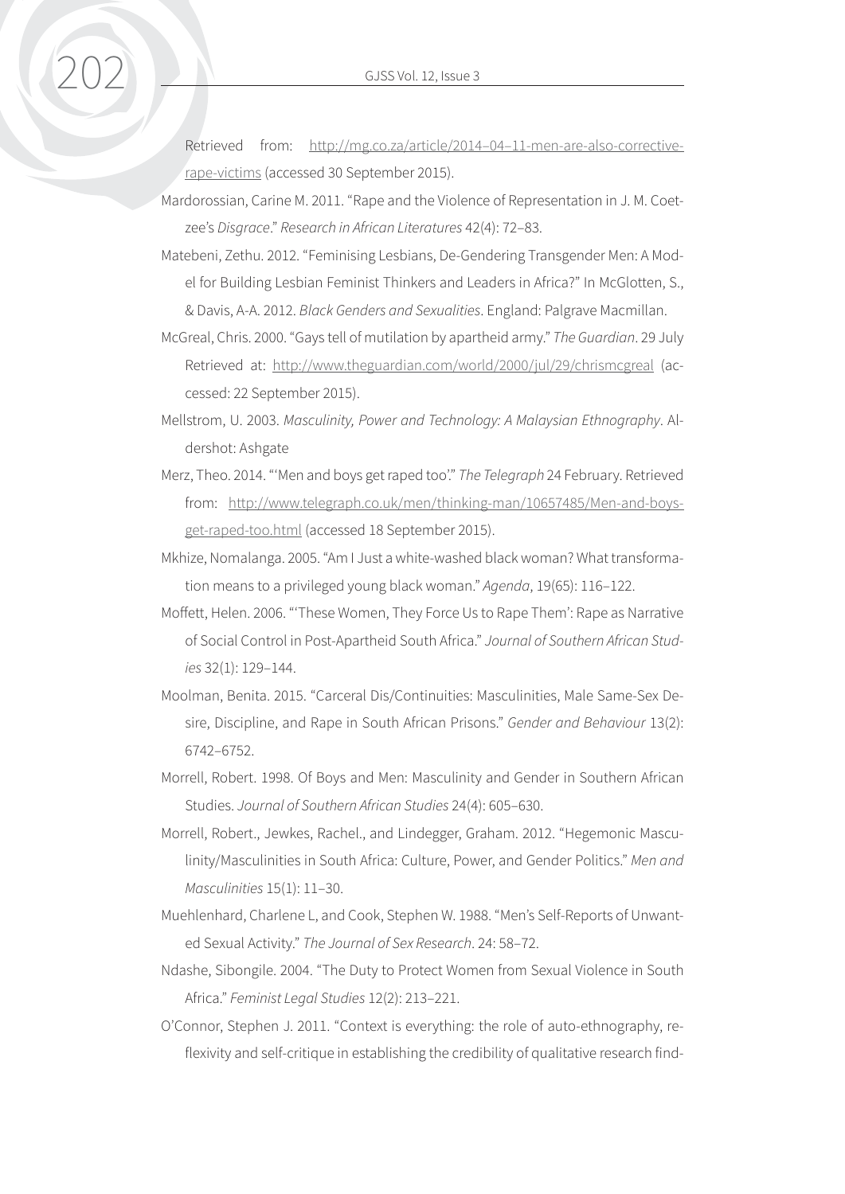Retrieved from: http://mg.co.za/article/2014–04–11-men-are-also-corrective-rape-victims (accessed 30 September 2015).

Mardorossian, Carine M. 2011. "Rape and the Violence of Representation in J. M. Coetzee's *Disgrace*." *Research in African Literatures* 42(4): 72–83.

Matebeni, Zethu. 2012. "Feminising Lesbians, De-Gendering Transgender Men: A Model for Building Lesbian Feminist Thinkers and Leaders in Africa?" In McGlotten, S., & Davis, A-A. 2012. *Black Genders and Sexualities*. England: Palgrave Macmillan.

McGreal, Chris. 2000. "Gays tell of mutilation by apartheid army." *The Guardian*. 29 July Retrieved at: http://www.theguardian.com/world/2000/jul/29/chrismcgreal (accessed: 22 September 2015).

Mellstrom, U. 2003. *Masculinity, Power and Technology: A Malaysian Ethnography*. Aldershot: Ashgate

Merz, Theo. 2014. "'Men and boys get raped too'." *The Telegraph* 24 February. Retrieved from: http://www.telegraph.co.uk/men/thinking-man/10657485/Men-and-boys-get-raped-too.html (accessed 18 September 2015).

Mkhize, Nomalanga. 2005. "Am I Just a white-washed black woman? What transformation means to a privileged young black woman." *Agenda*, 19(65): 116–122.

Moffett, Helen. 2006. "'These Women, They Force Us to Rape Them': Rape as Narrative of Social Control in Post-Apartheid South Africa." *Journal of Southern African Studies* 32(1): 129–144.

Moolman, Benita. 2015. "Carceral Dis/Continuities: Masculinities, Male Same-Sex Desire, Discipline, and Rape in South African Prisons." *Gender and Behaviour* 13(2): 6742–6752.

Morrell, Robert. 1998. Of Boys and Men: Masculinity and Gender in Southern African Studies. *Journal of Southern African Studies* 24(4): 605–630.

Morrell, Robert., Jewkes, Rachel., and Lindegger, Graham. 2012. "Hegemonic Masculinity/Masculinities in South Africa: Culture, Power, and Gender Politics." *Men and Masculinities* 15(1): 11–30.

Muehlenhard, Charlene L, and Cook, Stephen W. 1988. "Men's Self-Reports of Unwanted Sexual Activity." *The Journal of Sex Research*. 24: 58–72.

Ndashe, Sibongile. 2004. "The Duty to Protect Women from Sexual Violence in South Africa." *Feminist Legal Studies* 12(2): 213–221.

O'Connor, Stephen J. 2011. "Context is everything: the role of auto-ethnography, reflexivity and self-critique in establishing the credibility of qualitative research find-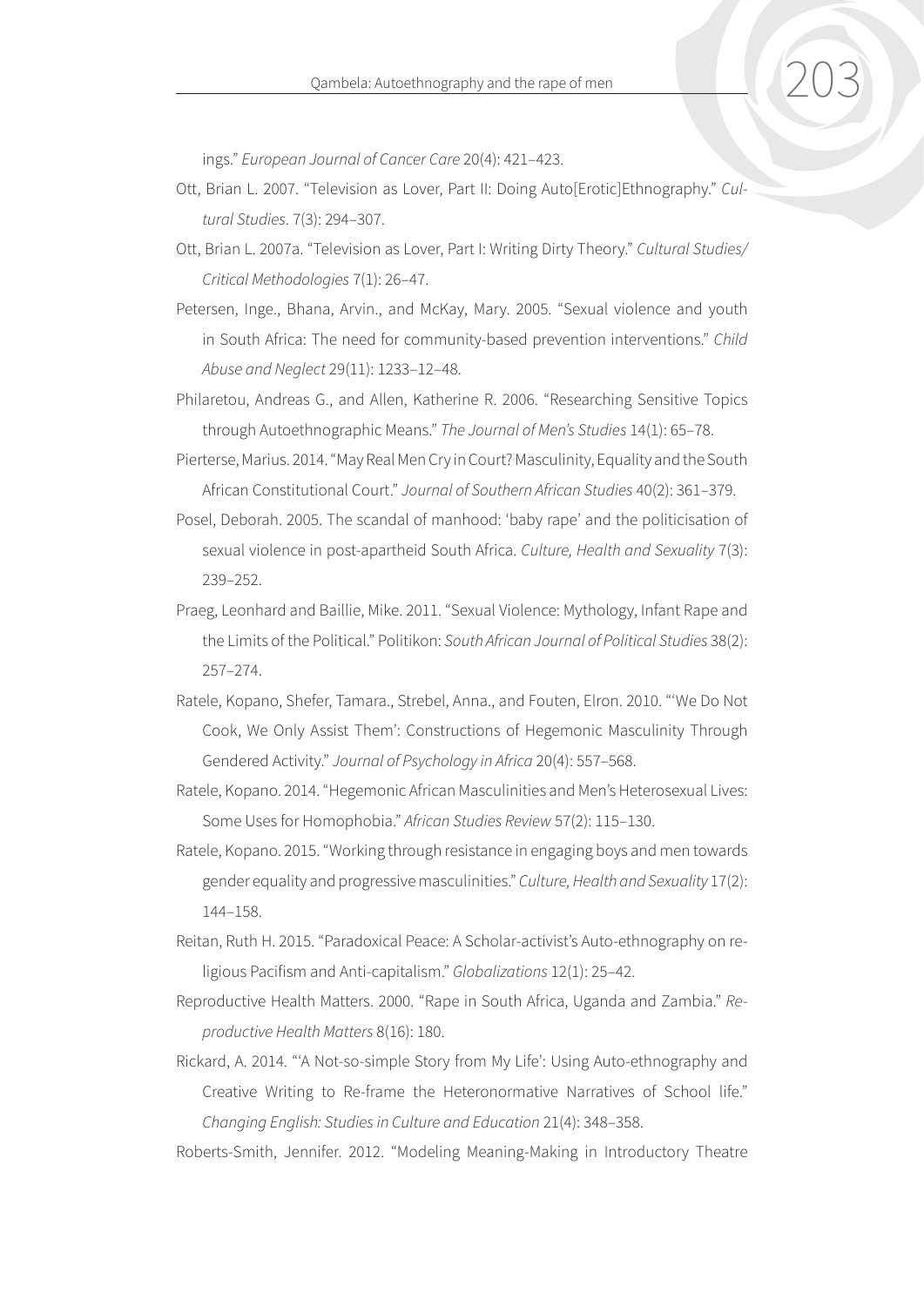ings." *European Journal of Cancer Care* 20(4): 421–423.

Ott, Brian L. 2007. "Television as Lover, Part II: Doing Auto[Erotic]Ethnography." *Cultural Studies*. 7(3): 294–307.

Ott, Brian L. 2007a. "Television as Lover, Part I: Writing Dirty Theory." *Cultural Studies/ Critical Methodologies* 7(1): 26–47.

Petersen, Inge., Bhana, Arvin., and McKay, Mary. 2005. "Sexual violence and youth in South Africa: The need for community-based prevention interventions." *Child Abuse and Neglect* 29(11): 1233–12–48.

Philaretou, Andreas G., and Allen, Katherine R. 2006. "Researching Sensitive Topics through Autoethnographic Means." *The Journal of Men's Studies* 14(1): 65–78.

Pierterse, Marius. 2014. "May Real Men Cry in Court? Masculinity, Equality and the South African Constitutional Court." *Journal of Southern African Studies* 40(2): 361–379.

Posel, Deborah. 2005. The scandal of manhood: 'baby rape' and the politicisation of sexual violence in post-apartheid South Africa. *Culture, Health and Sexuality* 7(3): 239–252.

Praeg, Leonhard and Baillie, Mike. 2011. "Sexual Violence: Mythology, Infant Rape and the Limits of the Political." Politikon: *South African Journal of Political Studies* 38(2): 257–274.

Ratele, Kopano, Shefer, Tamara., Strebel, Anna., and Fouten, Elron. 2010. "'We Do Not Cook, We Only Assist Them': Constructions of Hegemonic Masculinity Through Gendered Activity." *Journal of Psychology in Africa* 20(4): 557–568.

Ratele, Kopano. 2014. "Hegemonic African Masculinities and Men's Heterosexual Lives: Some Uses for Homophobia." *African Studies Review* 57(2): 115–130.

Ratele, Kopano. 2015. "Working through resistance in engaging boys and men towards gender equality and progressive masculinities." *Culture, Health and Sexuality* 17(2): 144–158.

Reitan, Ruth H. 2015. "Paradoxical Peace: A Scholar-activist's Auto-ethnography on religious Pacifism and Anti-capitalism." *Globalizations* 12(1): 25–42.

Reproductive Health Matters. 2000. "Rape in South Africa, Uganda and Zambia." *Reproductive Health Matters* 8(16): 180.

Rickard, A. 2014. "'A Not-so-simple Story from My Life': Using Auto-ethnography and Creative Writing to Re-frame the Heteronormative Narratives of School life." *Changing English: Studies in Culture and Education* 21(4): 348–358.

Roberts-Smith, Jennifer. 2012. "Modeling Meaning-Making in Introductory Theatre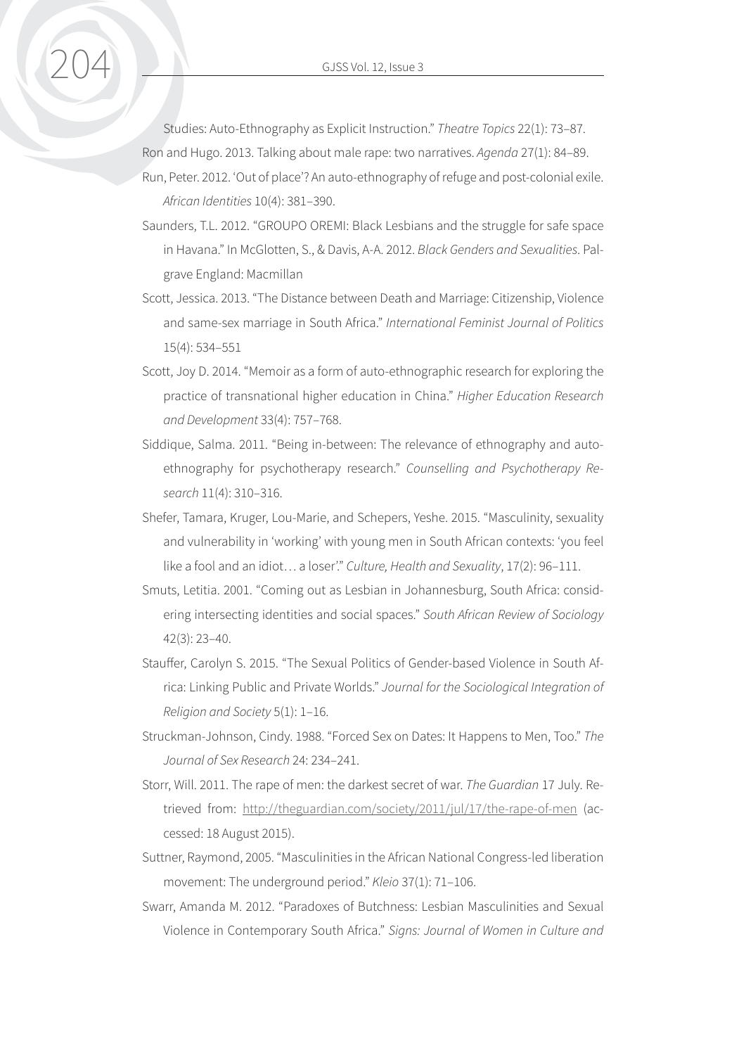Studies: Auto-Ethnography as Explicit Instruction." *Theatre Topics* 22(1): 73–87.

Ron and Hugo. 2013. Talking about male rape: two narratives. *Agenda* 27(1): 84–89.

Run, Peter. 2012. 'Out of place'? An auto-ethnography of refuge and post-colonial exile. *African Identities* 10(4): 381–390.

Saunders, T.L. 2012. "GROUPO OREMI: Black Lesbians and the struggle for safe space in Havana." In McGlotten, S., & Davis, A-A. 2012. *Black Genders and Sexualities*. Palgrave England: Macmillan

Scott, Jessica. 2013. "The Distance between Death and Marriage: Citizenship, Violence and same-sex marriage in South Africa." *International Feminist Journal of Politics* 15(4): 534–551

Scott, Joy D. 2014. "Memoir as a form of auto-ethnographic research for exploring the practice of transnational higher education in China." *Higher Education Research and Development* 33(4): 757–768.

Siddique, Salma. 2011. "Being in-between: The relevance of ethnography and auto-ethnography for psychotherapy research." *Counselling and Psychotherapy Research* 11(4): 310–316.

Shefer, Tamara, Kruger, Lou-Marie, and Schepers, Yeshe. 2015. "Masculinity, sexuality and vulnerability in 'working' with young men in South African contexts: 'you feel like a fool and an idiot… a loser'." *Culture, Health and Sexuality*, 17(2): 96–111.

Smuts, Letitia. 2001. "Coming out as Lesbian in Johannesburg, South Africa: considering intersecting identities and social spaces." *South African Review of Sociology* 42(3): 23–40.

Stauffer, Carolyn S. 2015. "The Sexual Politics of Gender-based Violence in South Africa: Linking Public and Private Worlds." *Journal for the Sociological Integration of Religion and Society* 5(1): 1–16.

Struckman-Johnson, Cindy. 1988. "Forced Sex on Dates: It Happens to Men, Too." *The Journal of Sex Research* 24: 234–241.

Storr, Will. 2011. The rape of men: the darkest secret of war. *The Guardian* 17 July. Retrieved from: http://theguardian.com/society/2011/jul/17/the-rape-of-men (accessed: 18 August 2015).

Suttner, Raymond, 2005. "Masculinities in the African National Congress-led liberation movement: The underground period." *Kleio* 37(1): 71–106.

Swarr, Amanda M. 2012. "Paradoxes of Butchness: Lesbian Masculinities and Sexual Violence in Contemporary South Africa." *Signs: Journal of Women in Culture and*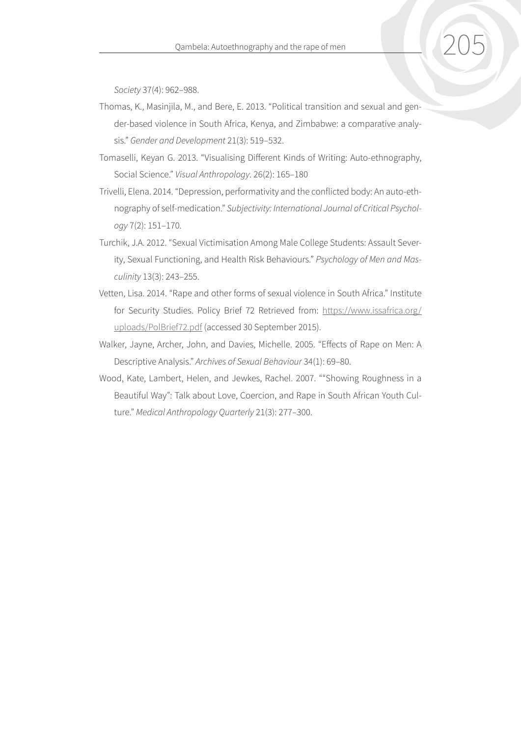*Society* 37(4): 962–988.

Thomas, K., Masinjila, M., and Bere, E. 2013. "Political transition and sexual and gender-based violence in South Africa, Kenya, and Zimbabwe: a comparative analysis." *Gender and Development* 21(3): 519–532.

Tomaselli, Keyan G. 2013. "Visualising Different Kinds of Writing: Auto-ethnography, Social Science." *Visual Anthropology*. 26(2): 165–180

Trivelli, Elena. 2014. "Depression, performativity and the conflicted body: An auto-ethnography of self-medication." *Subjectivity: International Journal of Critical Psychology* 7(2): 151–170.

Turchik, J.A. 2012. "Sexual Victimisation Among Male College Students: Assault Severity, Sexual Functioning, and Health Risk Behaviours." *Psychology of Men and Masculinity* 13(3): 243–255.

Vetten, Lisa. 2014. "Rape and other forms of sexual violence in South Africa." Institute for Security Studies. Policy Brief 72 Retrieved from: https://www.issafrica.org/uploads/PolBrief72.pdf (accessed 30 September 2015).

Walker, Jayne, Archer, John, and Davies, Michelle. 2005. "Effects of Rape on Men: A Descriptive Analysis." *Archives of Sexual Behaviour* 34(1): 69–80.

Wood, Kate, Lambert, Helen, and Jewkes, Rachel. 2007. ""Showing Roughness in a Beautiful Way": Talk about Love, Coercion, and Rape in South African Youth Culture." *Medical Anthropology Quarterly* 21(3): 277–300.